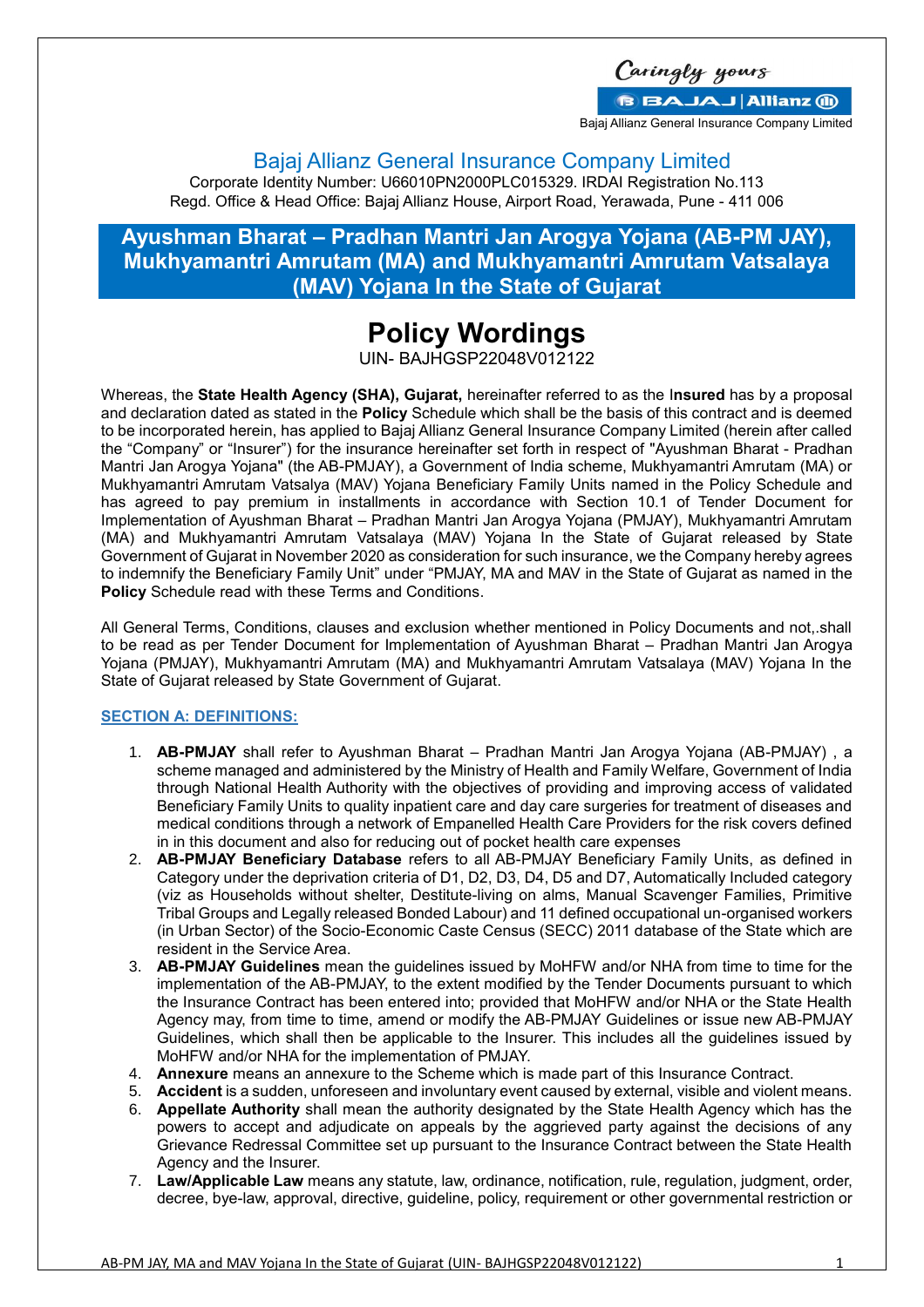Caringly yours

BAJAJ | Allianz

Bajaj Allianz General Insurance Company Limited

# Bajaj Allianz General Insurance Company Limited

Corporate Identity Number: U66010PN2000PLC015329. IRDAI Registration No.113
Regd. Office & Head Office: Bajaj Allianz House, Airport Road, Yerawada, Pune - 411 006

## Ayushman Bharat – Pradhan Mantri Jan Arogya Yojana (AB-PM JAY), Mukhyamantri Amrutam (MA) and Mukhyamantri Amrutam Vatsalaya (MAV) Yojana In the State of Gujarat

# Policy Wordings

UIN- BAJHGSP22048V012122

Whereas, the **State Health Agency (SHA), Gujarat,** hereinafter referred to as the I**nsured** has by a proposal and declaration dated as stated in the **Policy** Schedule which shall be the basis of this contract and is deemed to be incorporated herein, has applied to Bajaj Allianz General Insurance Company Limited (herein after called the "Company" or "Insurer") for the insurance hereinafter set forth in respect of "Ayushman Bharat - Pradhan Mantri Jan Arogya Yojana" (the AB-PMJAY), a Government of India scheme, Mukhyamantri Amrutam (MA) or Mukhyamantri Amrutam Vatsalya (MAV) Yojana Beneficiary Family Units named in the Policy Schedule and has agreed to pay premium in installments in accordance with Section 10.1 of Tender Document for Implementation of Ayushman Bharat – Pradhan Mantri Jan Arogya Yojana (PMJAY), Mukhyamantri Amrutam (MA) and Mukhyamantri Amrutam Vatsalaya (MAV) Yojana In the State of Gujarat released by State Government of Gujarat in November 2020 as consideration for such insurance, we the Company hereby agrees to indemnify the Beneficiary Family Unit" under "PMJAY, MA and MAV in the State of Gujarat as named in the **Policy** Schedule read with these Terms and Conditions.

All General Terms, Conditions, clauses and exclusion whether mentioned in Policy Documents and not,.shall to be read as per Tender Document for Implementation of Ayushman Bharat – Pradhan Mantri Jan Arogya Yojana (PMJAY), Mukhyamantri Amrutam (MA) and Mukhyamantri Amrutam Vatsalaya (MAV) Yojana In the State of Gujarat released by State Government of Gujarat.

### SECTION A: DEFINITIONS:

1. **AB-PMJAY** shall refer to Ayushman Bharat – Pradhan Mantri Jan Arogya Yojana (AB-PMJAY) , a scheme managed and administered by the Ministry of Health and Family Welfare, Government of India through National Health Authority with the objectives of providing and improving access of validated Beneficiary Family Units to quality inpatient care and day care surgeries for treatment of diseases and medical conditions through a network of Empanelled Health Care Providers for the risk covers defined in in this document and also for reducing out of pocket health care expenses
2. **AB-PMJAY Beneficiary Database** refers to all AB-PMJAY Beneficiary Family Units, as defined in Category under the deprivation criteria of D1, D2, D3, D4, D5 and D7, Automatically Included category (viz as Households without shelter, Destitute-living on alms, Manual Scavenger Families, Primitive Tribal Groups and Legally released Bonded Labour) and 11 defined occupational un-organised workers (in Urban Sector) of the Socio-Economic Caste Census (SECC) 2011 database of the State which are resident in the Service Area.
3. **AB-PMJAY Guidelines** mean the guidelines issued by MoHFW and/or NHA from time to time for the implementation of the AB-PMJAY, to the extent modified by the Tender Documents pursuant to which the Insurance Contract has been entered into; provided that MoHFW and/or NHA or the State Health Agency may, from time to time, amend or modify the AB-PMJAY Guidelines or issue new AB-PMJAY Guidelines, which shall then be applicable to the Insurer. This includes all the guidelines issued by MoHFW and/or NHA for the implementation of PMJAY.
4. **Annexure** means an annexure to the Scheme which is made part of this Insurance Contract.
5. **Accident** is a sudden, unforeseen and involuntary event caused by external, visible and violent means.
6. **Appellate Authority** shall mean the authority designated by the State Health Agency which has the powers to accept and adjudicate on appeals by the aggrieved party against the decisions of any Grievance Redressal Committee set up pursuant to the Insurance Contract between the State Health Agency and the Insurer.
7. **Law/Applicable Law** means any statute, law, ordinance, notification, rule, regulation, judgment, order, decree, bye-law, approval, directive, guideline, policy, requirement or other governmental restriction or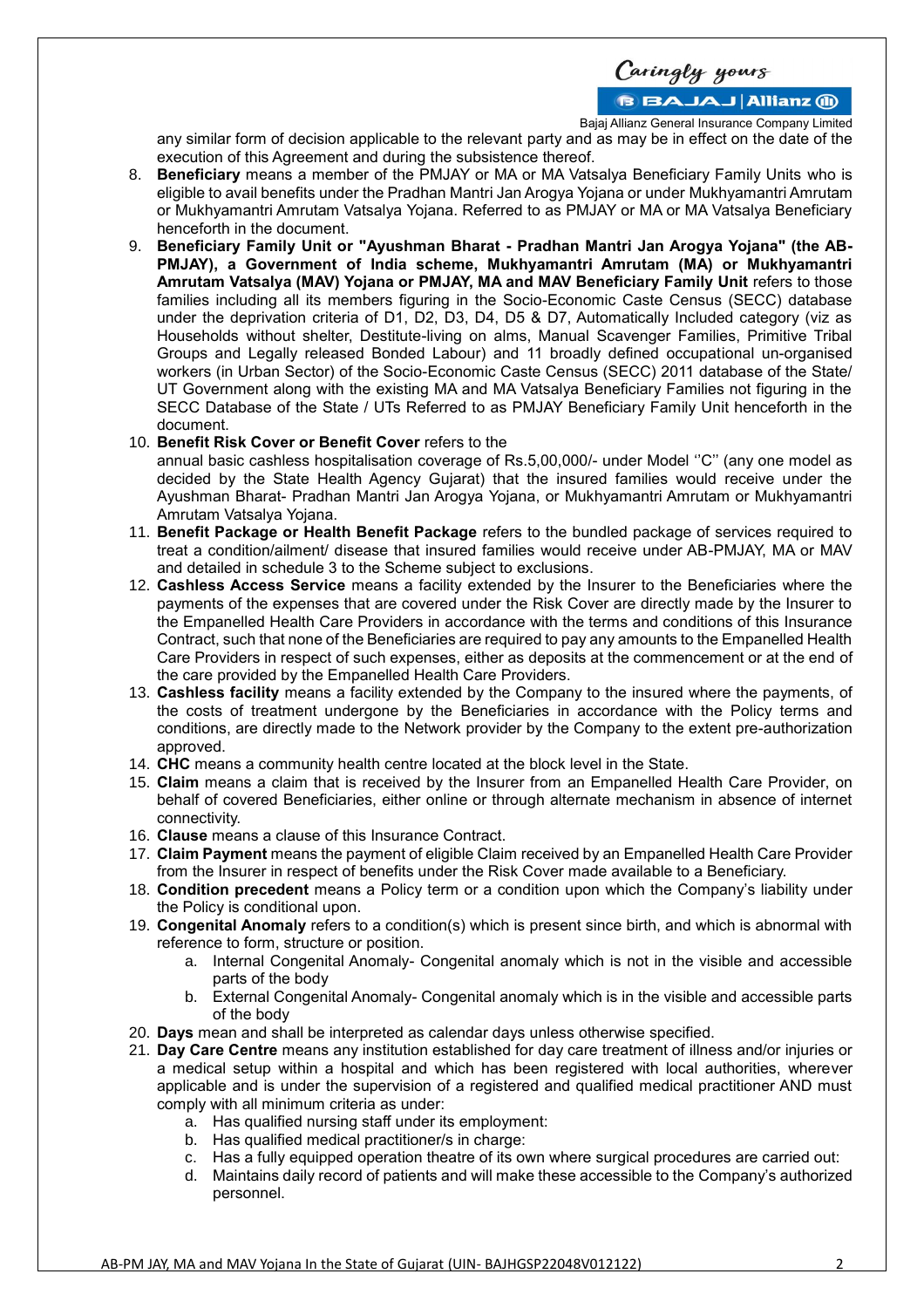any similar form of decision applicable to the relevant party and as may be in effect on the date of the execution of this Agreement and during the subsistence thereof.

8. **Beneficiary** means a member of the PMJAY or MA or MA Vatsalya Beneficiary Family Units who is eligible to avail benefits under the Pradhan Mantri Jan Arogya Yojana or under Mukhyamantri Amrutam or Mukhyamantri Amrutam Vatsalya Yojana. Referred to as PMJAY or MA or MA Vatsalya Beneficiary henceforth in the document.
9. **Beneficiary Family Unit or "Ayushman Bharat - Pradhan Mantri Jan Arogya Yojana" (the AB-PMJAY), a Government of India scheme, Mukhyamantri Amrutam (MA) or Mukhyamantri Amrutam Vatsalya (MAV) Yojana or PMJAY, MA and MAV Beneficiary Family Unit** refers to those families including all its members figuring in the Socio-Economic Caste Census (SECC) database under the deprivation criteria of D1, D2, D3, D4, D5 & D7, Automatically Included category (viz as Households without shelter, Destitute-living on alms, Manual Scavenger Families, Primitive Tribal Groups and Legally released Bonded Labour) and 11 broadly defined occupational un-organised workers (in Urban Sector) of the Socio-Economic Caste Census (SECC) 2011 database of the State/ UT Government along with the existing MA and MA Vatsalya Beneficiary Families not figuring in the SECC Database of the State / UTs Referred to as PMJAY Beneficiary Family Unit henceforth in the document.
10. **Benefit Risk Cover or Benefit Cover** refers to the annual basic cashless hospitalisation coverage of Rs.5,00,000/- under Model ''C'' (any one model as decided by the State Health Agency Gujarat) that the insured families would receive under the Ayushman Bharat- Pradhan Mantri Jan Arogya Yojana, or Mukhyamantri Amrutam or Mukhyamantri Amrutam Vatsalya Yojana.
11. **Benefit Package or Health Benefit Package** refers to the bundled package of services required to treat a condition/ailment/ disease that insured families would receive under AB-PMJAY, MA or MAV and detailed in schedule 3 to the Scheme subject to exclusions.
12. **Cashless Access Service** means a facility extended by the Insurer to the Beneficiaries where the payments of the expenses that are covered under the Risk Cover are directly made by the Insurer to the Empanelled Health Care Providers in accordance with the terms and conditions of this Insurance Contract, such that none of the Beneficiaries are required to pay any amounts to the Empanelled Health Care Providers in respect of such expenses, either as deposits at the commencement or at the end of the care provided by the Empanelled Health Care Providers.
13. **Cashless facility** means a facility extended by the Company to the insured where the payments, of the costs of treatment undergone by the Beneficiaries in accordance with the Policy terms and conditions, are directly made to the Network provider by the Company to the extent pre-authorization approved.
14. **CHC** means a community health centre located at the block level in the State.
15. **Claim** means a claim that is received by the Insurer from an Empanelled Health Care Provider, on behalf of covered Beneficiaries, either online or through alternate mechanism in absence of internet connectivity.
16. **Clause** means a clause of this Insurance Contract.
17. **Claim Payment** means the payment of eligible Claim received by an Empanelled Health Care Provider from the Insurer in respect of benefits under the Risk Cover made available to a Beneficiary.
18. **Condition precedent** means a Policy term or a condition upon which the Company's liability under the Policy is conditional upon.
19. **Congenital Anomaly** refers to a condition(s) which is present since birth, and which is abnormal with reference to form, structure or position.
    a. Internal Congenital Anomaly- Congenital anomaly which is not in the visible and accessible parts of the body
    b. External Congenital Anomaly- Congenital anomaly which is in the visible and accessible parts of the body
20. **Days** mean and shall be interpreted as calendar days unless otherwise specified.
21. **Day Care Centre** means any institution established for day care treatment of illness and/or injuries or a medical setup within a hospital and which has been registered with local authorities, wherever applicable and is under the supervision of a registered and qualified medical practitioner AND must comply with all minimum criteria as under:
    a. Has qualified nursing staff under its employment:
    b. Has qualified medical practitioner/s in charge:
    c. Has a fully equipped operation theatre of its own where surgical procedures are carried out:
    d. Maintains daily record of patients and will make these accessible to the Company's authorized personnel.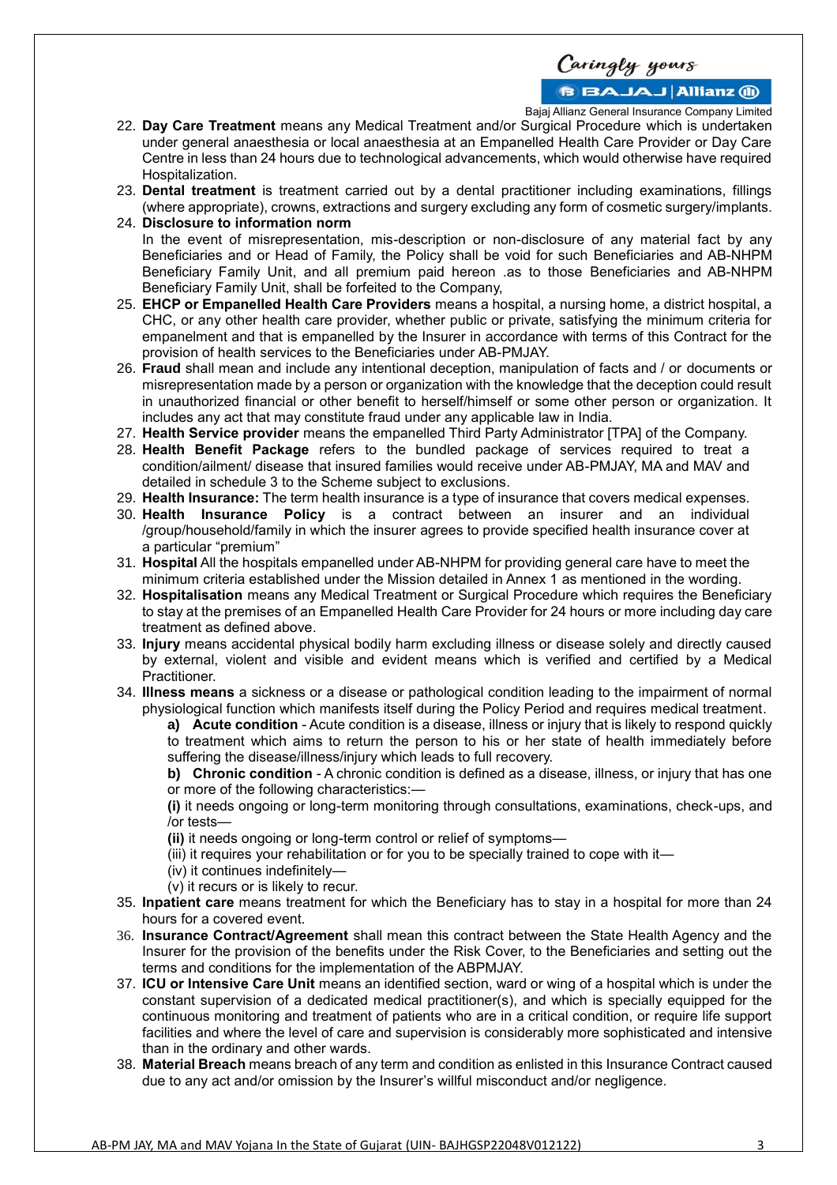22. **Day Care Treatment** means any Medical Treatment and/or Surgical Procedure which is undertaken under general anaesthesia or local anaesthesia at an Empanelled Health Care Provider or Day Care Centre in less than 24 hours due to technological advancements, which would otherwise have required Hospitalization.
23. **Dental treatment** is treatment carried out by a dental practitioner including examinations, fillings (where appropriate), crowns, extractions and surgery excluding any form of cosmetic surgery/implants.
24. **Disclosure to information norm**
    In the event of misrepresentation, mis-description or non-disclosure of any material fact by any Beneficiaries and or Head of Family, the Policy shall be void for such Beneficiaries and AB-NHPM Beneficiary Family Unit, and all premium paid hereon .as to those Beneficiaries and AB-NHPM Beneficiary Family Unit, shall be forfeited to the Company,
25. **EHCP or Empanelled Health Care Providers** means a hospital, a nursing home, a district hospital, a CHC, or any other health care provider, whether public or private, satisfying the minimum criteria for empanelment and that is empanelled by the Insurer in accordance with terms of this Contract for the provision of health services to the Beneficiaries under AB-PMJAY.
26. **Fraud** shall mean and include any intentional deception, manipulation of facts and / or documents or misrepresentation made by a person or organization with the knowledge that the deception could result in unauthorized financial or other benefit to herself/himself or some other person or organization. It includes any act that may constitute fraud under any applicable law in India.
27. **Health Service provider** means the empanelled Third Party Administrator [TPA] of the Company.
28. **Health Benefit Package** refers to the bundled package of services required to treat a condition/ailment/ disease that insured families would receive under AB-PMJAY, MA and MAV and detailed in schedule 3 to the Scheme subject to exclusions.
29. **Health Insurance:** The term health insurance is a type of insurance that covers medical expenses.
30. **Health Insurance Policy** is a contract between an insurer and an individual /group/household/family in which the insurer agrees to provide specified health insurance cover at a particular "premium"
31. **Hospital** All the hospitals empanelled under AB-NHPM for providing general care have to meet the minimum criteria established under the Mission detailed in Annex 1 as mentioned in the wording.
32. **Hospitalisation** means any Medical Treatment or Surgical Procedure which requires the Beneficiary to stay at the premises of an Empanelled Health Care Provider for 24 hours or more including day care treatment as defined above.
33. **Injury** means accidental physical bodily harm excluding illness or disease solely and directly caused by external, violent and visible and evident means which is verified and certified by a Medical Practitioner.
34. **Illness means** a sickness or a disease or pathological condition leading to the impairment of normal physiological function which manifests itself during the Policy Period and requires medical treatment.
    **a) Acute condition** - Acute condition is a disease, illness or injury that is likely to respond quickly to treatment which aims to return the person to his or her state of health immediately before suffering the disease/illness/injury which leads to full recovery.
    **b) Chronic condition** - A chronic condition is defined as a disease, illness, or injury that has one or more of the following characteristics:—
    **(i)** it needs ongoing or long-term monitoring through consultations, examinations, check-ups, and /or tests—
    **(ii)** it needs ongoing or long-term control or relief of symptoms—
    (iii) it requires your rehabilitation or for you to be specially trained to cope with it—
    (iv) it continues indefinitely—
    (v) it recurs or is likely to recur.
35. **Inpatient care** means treatment for which the Beneficiary has to stay in a hospital for more than 24 hours for a covered event.
36. **Insurance Contract/Agreement** shall mean this contract between the State Health Agency and the Insurer for the provision of the benefits under the Risk Cover, to the Beneficiaries and setting out the terms and conditions for the implementation of the ABPMJAY.
37. **ICU or Intensive Care Unit** means an identified section, ward or wing of a hospital which is under the constant supervision of a dedicated medical practitioner(s), and which is specially equipped for the continuous monitoring and treatment of patients who are in a critical condition, or require life support facilities and where the level of care and supervision is considerably more sophisticated and intensive than in the ordinary and other wards.
38. **Material Breach** means breach of any term and condition as enlisted in this Insurance Contract caused due to any act and/or omission by the Insurer's willful misconduct and/or negligence.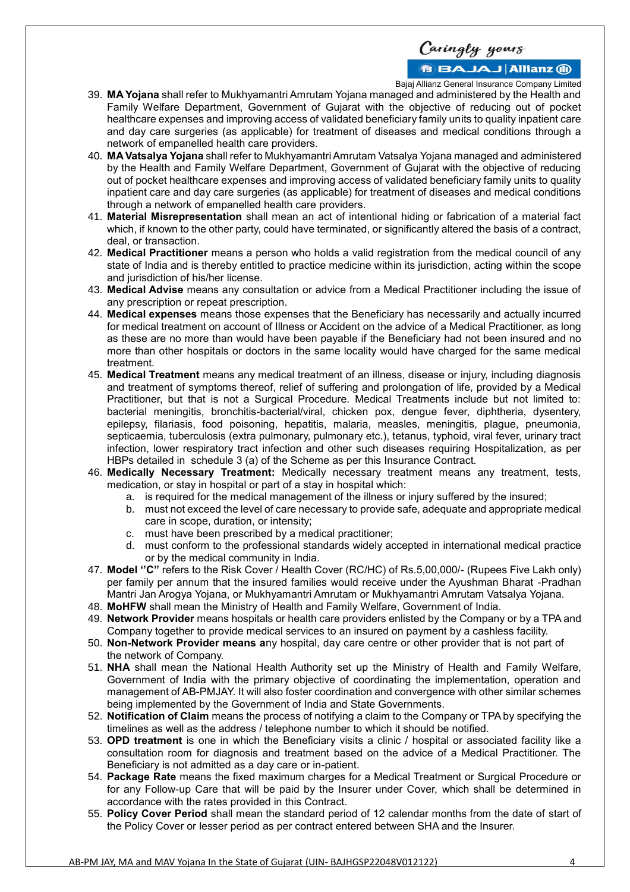39. **MA Yojana** shall refer to Mukhyamantri Amrutam Yojana managed and administered by the Health and Family Welfare Department, Government of Gujarat with the objective of reducing out of pocket healthcare expenses and improving access of validated beneficiary family units to quality inpatient care and day care surgeries (as applicable) for treatment of diseases and medical conditions through a network of empanelled health care providers.
40. **MA Vatsalya Yojana** shall refer to Mukhyamantri Amrutam Vatsalya Yojana managed and administered by the Health and Family Welfare Department, Government of Gujarat with the objective of reducing out of pocket healthcare expenses and improving access of validated beneficiary family units to quality inpatient care and day care surgeries (as applicable) for treatment of diseases and medical conditions through a network of empanelled health care providers.
41. **Material Misrepresentation** shall mean an act of intentional hiding or fabrication of a material fact which, if known to the other party, could have terminated, or significantly altered the basis of a contract, deal, or transaction.
42. **Medical Practitioner** means a person who holds a valid registration from the medical council of any state of India and is thereby entitled to practice medicine within its jurisdiction, acting within the scope and jurisdiction of his/her license.
43. **Medical Advise** means any consultation or advice from a Medical Practitioner including the issue of any prescription or repeat prescription.
44. **Medical expenses** means those expenses that the Beneficiary has necessarily and actually incurred for medical treatment on account of Illness or Accident on the advice of a Medical Practitioner, as long as these are no more than would have been payable if the Beneficiary had not been insured and no more than other hospitals or doctors in the same locality would have charged for the same medical treatment.
45. **Medical Treatment** means any medical treatment of an illness, disease or injury, including diagnosis and treatment of symptoms thereof, relief of suffering and prolongation of life, provided by a Medical Practitioner, but that is not a Surgical Procedure. Medical Treatments include but not limited to: bacterial meningitis, bronchitis-bacterial/viral, chicken pox, dengue fever, diphtheria, dysentery, epilepsy, filariasis, food poisoning, hepatitis, malaria, measles, meningitis, plague, pneumonia, septicaemia, tuberculosis (extra pulmonary, pulmonary etc.), tetanus, typhoid, viral fever, urinary tract infection, lower respiratory tract infection and other such diseases requiring Hospitalization, as per HBPs detailed in schedule 3 (a) of the Scheme as per this Insurance Contract.
46. **Medically Necessary Treatment:** Medically necessary treatment means any treatment, tests, medication, or stay in hospital or part of a stay in hospital which:
    a. is required for the medical management of the illness or injury suffered by the insured;
    b. must not exceed the level of care necessary to provide safe, adequate and appropriate medical care in scope, duration, or intensity;
    c. must have been prescribed by a medical practitioner;
    d. must conform to the professional standards widely accepted in international medical practice or by the medical community in India.
47. **Model ''C''** refers to the Risk Cover / Health Cover (RC/HC) of Rs.5,00,000/- (Rupees Five Lakh only) per family per annum that the insured families would receive under the Ayushman Bharat -Pradhan Mantri Jan Arogya Yojana, or Mukhyamantri Amrutam or Mukhyamantri Amrutam Vatsalya Yojana.
48. **MoHFW** shall mean the Ministry of Health and Family Welfare, Government of India.
49. **Network Provider** means hospitals or health care providers enlisted by the Company or by a TPA and Company together to provide medical services to an insured on payment by a cashless facility.
50. **Non-Network Provider means a**ny hospital, day care centre or other provider that is not part of the network of Company.
51. **NHA** shall mean the National Health Authority set up the Ministry of Health and Family Welfare, Government of India with the primary objective of coordinating the implementation, operation and management of AB-PMJAY. It will also foster coordination and convergence with other similar schemes being implemented by the Government of India and State Governments.
52. **Notification of Claim** means the process of notifying a claim to the Company or TPA by specifying the timelines as well as the address / telephone number to which it should be notified.
53. **OPD treatment** is one in which the Beneficiary visits a clinic / hospital or associated facility like a consultation room for diagnosis and treatment based on the advice of a Medical Practitioner. The Beneficiary is not admitted as a day care or in-patient.
54. **Package Rate** means the fixed maximum charges for a Medical Treatment or Surgical Procedure or for any Follow-up Care that will be paid by the Insurer under Cover, which shall be determined in accordance with the rates provided in this Contract.
55. **Policy Cover Period** shall mean the standard period of 12 calendar months from the date of start of the Policy Cover or lesser period as per contract entered between SHA and the Insurer.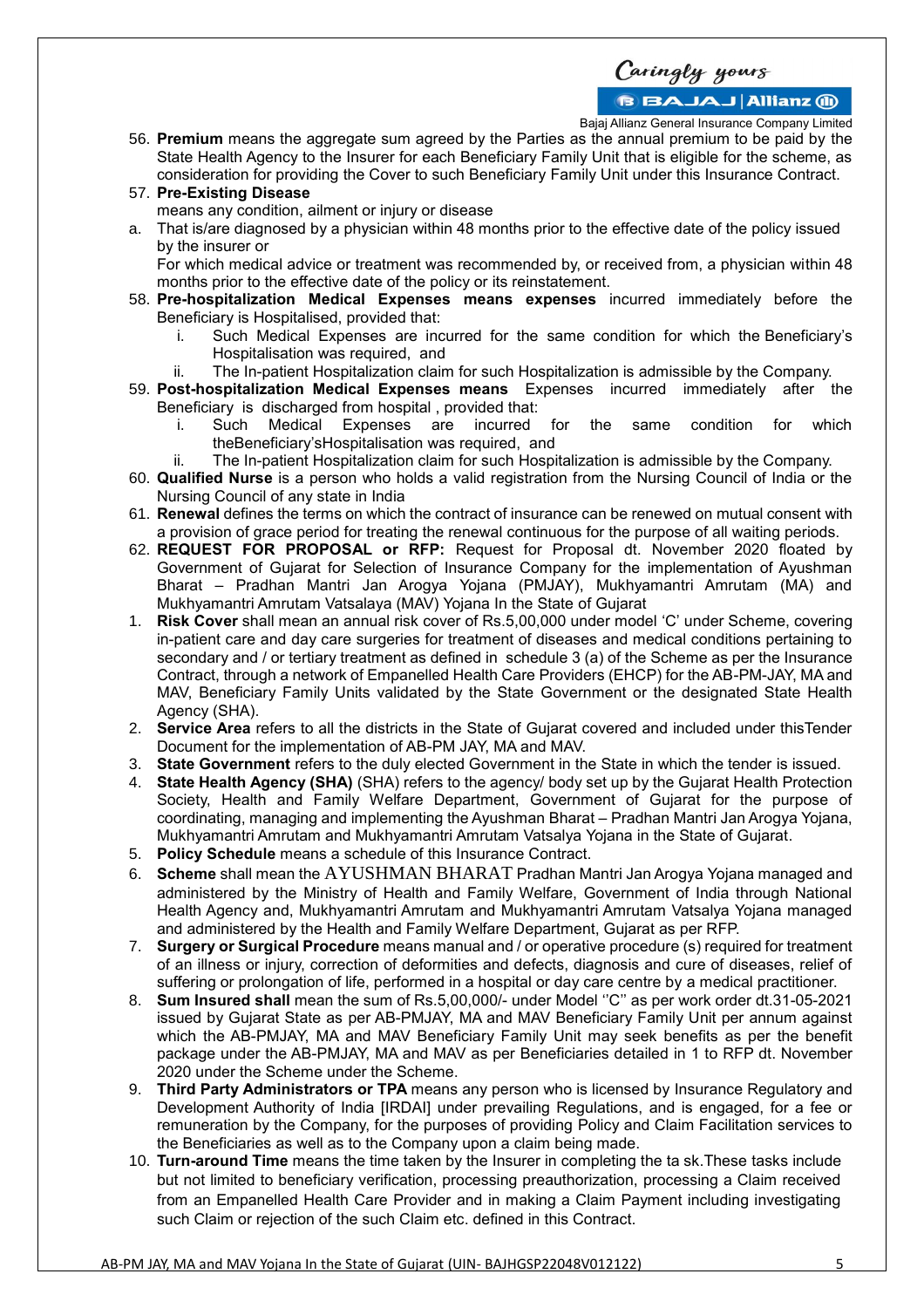56. **Premium** means the aggregate sum agreed by the Parties as the annual premium to be paid by the State Health Agency to the Insurer for each Beneficiary Family Unit that is eligible for the scheme, as consideration for providing the Cover to such Beneficiary Family Unit under this Insurance Contract.
57. **Pre-Existing Disease**

    means any condition, ailment or injury or disease

    a. That is/are diagnosed by a physician within 48 months prior to the effective date of the policy issued by the insurer or

    For which medical advice or treatment was recommended by, or received from, a physician within 48 months prior to the effective date of the policy or its reinstatement.
58. **Pre-hospitalization Medical Expenses means expenses** incurred immediately before the Beneficiary is Hospitalised, provided that:
    i. Such Medical Expenses are incurred for the same condition for which the Beneficiary's Hospitalisation was required, and
    ii. The In-patient Hospitalization claim for such Hospitalization is admissible by the Company.
59. **Post-hospitalization Medical Expenses means** Expenses incurred immediately after the Beneficiary is discharged from hospital , provided that:
    i. Such Medical Expenses are incurred for the same condition for which theBeneficiary'sHospitalisation was required, and
    ii. The In-patient Hospitalization claim for such Hospitalization is admissible by the Company.
60. **Qualified Nurse** is a person who holds a valid registration from the Nursing Council of India or the Nursing Council of any state in India
61. **Renewal** defines the terms on which the contract of insurance can be renewed on mutual consent with a provision of grace period for treating the renewal continuous for the purpose of all waiting periods.
62. **REQUEST FOR PROPOSAL or RFP:** Request for Proposal dt. November 2020 floated by Government of Gujarat for Selection of Insurance Company for the implementation of Ayushman Bharat – Pradhan Mantri Jan Arogya Yojana (PMJAY), Mukhyamantri Amrutam (MA) and Mukhyamantri Amrutam Vatsalaya (MAV) Yojana In the State of Gujarat

1. **Risk Cover** shall mean an annual risk cover of Rs.5,00,000 under model 'C' under Scheme, covering in-patient care and day care surgeries for treatment of diseases and medical conditions pertaining to secondary and / or tertiary treatment as defined in schedule 3 (a) of the Scheme as per the Insurance Contract, through a network of Empanelled Health Care Providers (EHCP) for the AB-PM-JAY, MA and MAV, Beneficiary Family Units validated by the State Government or the designated State Health Agency (SHA).
2. **Service Area** refers to all the districts in the State of Gujarat covered and included under thisTender Document for the implementation of AB-PM JAY, MA and MAV.
3. **State Government** refers to the duly elected Government in the State in which the tender is issued.
4. **State Health Agency (SHA)** (SHA) refers to the agency/ body set up by the Gujarat Health Protection Society, Health and Family Welfare Department, Government of Gujarat for the purpose of coordinating, managing and implementing the Ayushman Bharat – Pradhan Mantri Jan Arogya Yojana, Mukhyamantri Amrutam and Mukhyamantri Amrutam Vatsalaya Yojana in the State of Gujarat.
5. **Policy Schedule** means a schedule of this Insurance Contract.
6. **Scheme** shall mean the AYUSHMAN BHARAT Pradhan Mantri Jan Arogya Yojana managed and administered by the Ministry of Health and Family Welfare, Government of India through National Health Agency and, Mukhyamantri Amrutam and Mukhyamantri Amrutam Vatsalya Yojana managed and administered by the Health and Family Welfare Department, Gujarat as per RFP.
7. **Surgery or Surgical Procedure** means manual and / or operative procedure (s) required for treatment of an illness or injury, correction of deformities and defects, diagnosis and cure of diseases, relief of suffering or prolongation of life, performed in a hospital or day care centre by a medical practitioner.
8. **Sum Insured shall** mean the sum of Rs.5,00,000/- under Model ''C'' as per work order dt.31-05-2021 issued by Gujarat State as per AB-PMJAY, MA and MAV Beneficiary Family Unit per annum against which the AB-PMJAY, MA and MAV Beneficiary Family Unit may seek benefits as per the benefit package under the AB-PMJAY, MA and MAV as per Beneficiaries detailed in 1 to RFP dt. November 2020 under the Scheme under the Scheme.
9. **Third Party Administrators or TPA** means any person who is licensed by Insurance Regulatory and Development Authority of India [IRDAI] under prevailing Regulations, and is engaged, for a fee or remuneration by the Company, for the purposes of providing Policy and Claim Facilitation services to the Beneficiaries as well as to the Company upon a claim being made.
10. **Turn-around Time** means the time taken by the Insurer in completing the ta sk.These tasks include but not limited to beneficiary verification, processing preauthorization, processing a Claim received from an Empanelled Health Care Provider and in making a Claim Payment including investigating such Claim or rejection of the such Claim etc. defined in this Contract.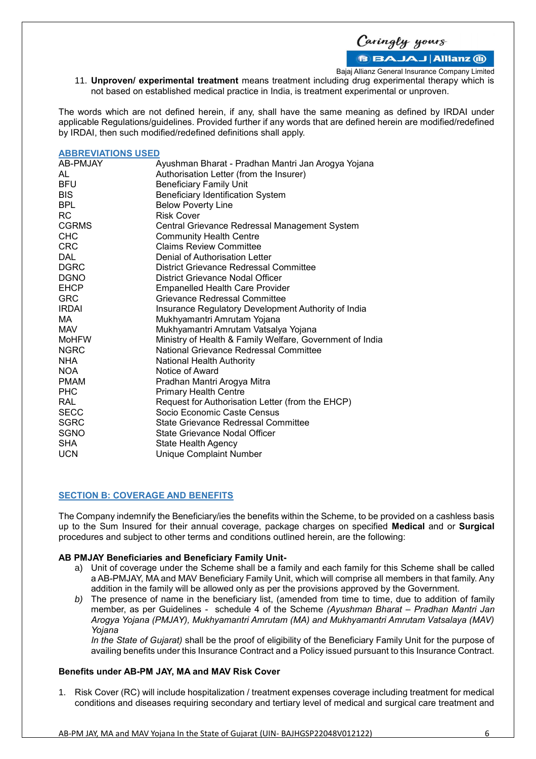11. **Unproven/ experimental treatment** means treatment including drug experimental therapy which is not based on established medical practice in India, is treatment experimental or unproven.

The words which are not defined herein, if any, shall have the same meaning as defined by IRDAI under applicable Regulations/guidelines. Provided further if any words that are defined herein are modified/redefined by IRDAI, then such modified/redefined definitions shall apply.

## ABBREVIATIONS USED

| | |
|---|---|
| AB-PMJAY | Ayushman Bharat - Pradhan Mantri Jan Arogya Yojana |
| AL | Authorisation Letter (from the Insurer) |
| BFU | Beneficiary Family Unit |
| BIS | Beneficiary Identification System |
| BPL | Below Poverty Line |
| RC | Risk Cover |
| CGRMS | Central Grievance Redressal Management System |
| CHC | Community Health Centre |
| CRC | Claims Review Committee |
| DAL | Denial of Authorisation Letter |
| DGRC | District Grievance Redressal Committee |
| DGNO | District Grievance Nodal Officer |
| EHCP | Empanelled Health Care Provider |
| GRC | Grievance Redressal Committee |
| IRDAI | Insurance Regulatory Development Authority of India |
| MA | Mukhyamantri Amrutam Yojana |
| MAV | Mukhyamantri Amrutam Vatsalya Yojana |
| MoHFW | Ministry of Health & Family Welfare, Government of India |
| NGRC | National Grievance Redressal Committee |
| NHA | National Health Authority |
| NOA | Notice of Award |
| PMAM | Pradhan Mantri Arogya Mitra |
| PHC | Primary Health Centre |
| RAL | Request for Authorisation Letter (from the EHCP) |
| SECC | Socio Economic Caste Census |
| SGRC | State Grievance Redressal Committee |
| SGNO | State Grievance Nodal Officer |
| SHA | State Health Agency |
| UCN | Unique Complaint Number |

## SECTION B: COVERAGE AND BENEFITS

The Company indemnify the Beneficiary/ies the benefits within the Scheme, to be provided on a cashless basis up to the Sum Insured for their annual coverage, package charges on specified **Medical** and or **Surgical** procedures and subject to other terms and conditions outlined herein, are the following:

**AB PMJAY Beneficiaries and Beneficiary Family Unit-**

a) Unit of coverage under the Scheme shall be a family and each family for this Scheme shall be called a AB-PMJAY, MA and MAV Beneficiary Family Unit, which will comprise all members in that family. Any addition in the family will be allowed only as per the provisions approved by the Government.

*b)* The presence of name in the beneficiary list, (amended from time to time, due to addition of family member, as per Guidelines - schedule 4 of the Scheme *(Ayushman Bharat – Pradhan Mantri Jan Arogya Yojana (PMJAY), Mukhyamantri Amrutam (MA) and Mukhyamantri Amrutam Vatsalaya (MAV) Yojana*
*In the State of Gujarat)* shall be the proof of eligibility of the Beneficiary Family Unit for the purpose of availing benefits under this Insurance Contract and a Policy issued pursuant to this Insurance Contract.

**Benefits under AB-PM JAY, MA and MAV Risk Cover**

1. Risk Cover (RC) will include hospitalization / treatment expenses coverage including treatment for medical conditions and diseases requiring secondary and tertiary level of medical and surgical care treatment and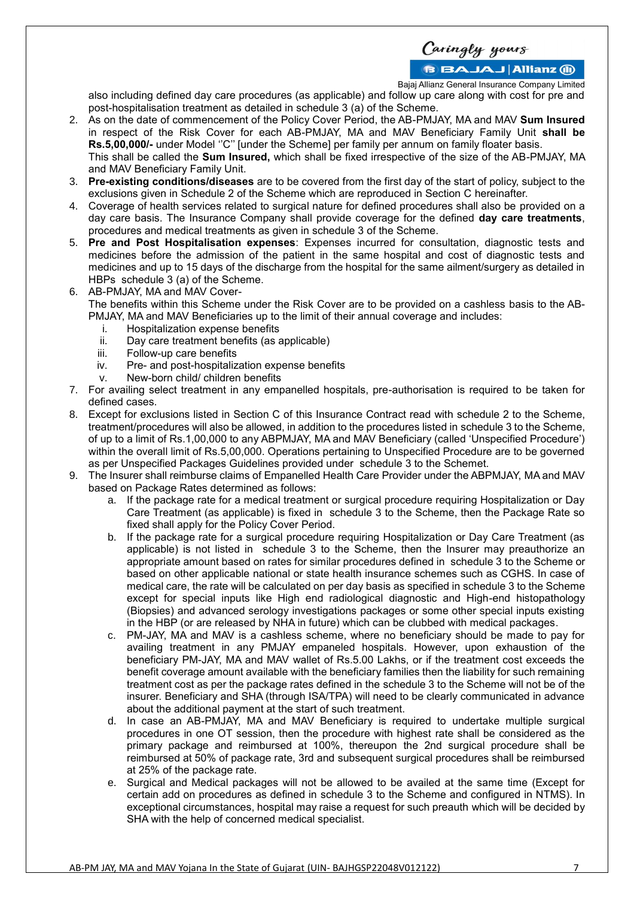also including defined day care procedures (as applicable) and follow up care along with cost for pre and post-hospitalisation treatment as detailed in schedule 3 (a) of the Scheme.

2. As on the date of commencement of the Policy Cover Period, the AB-PMJAY, MA and MAV **Sum Insured** in respect of the Risk Cover for each AB-PMJAY, MA and MAV Beneficiary Family Unit **shall be Rs.5,00,000/-** under Model ''C'' [under the Scheme] per family per annum on family floater basis.
   This shall be called the **Sum Insured,** which shall be fixed irrespective of the size of the AB-PMJAY, MA and MAV Beneficiary Family Unit.
3. **Pre-existing conditions/diseases** are to be covered from the first day of the start of policy, subject to the exclusions given in Schedule 2 of the Scheme which are reproduced in Section C hereinafter.
4. Coverage of health services related to surgical nature for defined procedures shall also be provided on a day care basis. The Insurance Company shall provide coverage for the defined **day care treatments**, procedures and medical treatments as given in schedule 3 of the Scheme.
5. **Pre and Post Hospitalisation expenses**: Expenses incurred for consultation, diagnostic tests and medicines before the admission of the patient in the same hospital and cost of diagnostic tests and medicines and up to 15 days of the discharge from the hospital for the same ailment/surgery as detailed in HBPs schedule 3 (a) of the Scheme.
6. AB-PMJAY, MA and MAV Cover-
   The benefits within this Scheme under the Risk Cover are to be provided on a cashless basis to the AB-PMJAY, MA and MAV Beneficiaries up to the limit of their annual coverage and includes:
   i. Hospitalization expense benefits
   ii. Day care treatment benefits (as applicable)
   iii. Follow-up care benefits
   iv. Pre- and post-hospitalization expense benefits
   v. New-born child/ children benefits
7. For availing select treatment in any empanelled hospitals, pre-authorisation is required to be taken for defined cases.
8. Except for exclusions listed in Section C of this Insurance Contract read with schedule 2 to the Scheme, treatment/procedures will also be allowed, in addition to the procedures listed in schedule 3 to the Scheme, of up to a limit of Rs.1,00,000 to any ABPMJAY, MA and MAV Beneficiary (called 'Unspecified Procedure') within the overall limit of Rs.5,00,000. Operations pertaining to Unspecified Procedure are to be governed as per Unspecified Packages Guidelines provided under schedule 3 to the Schemet.
9. The Insurer shall reimburse claims of Empanelled Health Care Provider under the ABPMJAY, MA and MAV based on Package Rates determined as follows:
   a. If the package rate for a medical treatment or surgical procedure requiring Hospitalization or Day Care Treatment (as applicable) is fixed in schedule 3 to the Scheme, then the Package Rate so fixed shall apply for the Policy Cover Period.
   b. If the package rate for a surgical procedure requiring Hospitalization or Day Care Treatment (as applicable) is not listed in schedule 3 to the Scheme, then the Insurer may preauthorize an appropriate amount based on rates for similar procedures defined in schedule 3 to the Scheme or based on other applicable national or state health insurance schemes such as CGHS. In case of medical care, the rate will be calculated on per day basis as specified in schedule 3 to the Scheme except for special inputs like High end radiological diagnostic and High-end histopathology (Biopsies) and advanced serology investigations packages or some other special inputs existing in the HBP (or are released by NHA in future) which can be clubbed with medical packages.
   c. PM-JAY, MA and MAV is a cashless scheme, where no beneficiary should be made to pay for availing treatment in any PMJAY empaneled hospitals. However, upon exhaustion of the beneficiary PM-JAY, MA and MAV wallet of Rs.5.00 Lakhs, or if the treatment cost exceeds the benefit coverage amount available with the beneficiary families then the liability for such remaining treatment cost as per the package rates defined in the schedule 3 to the Scheme will not be of the insurer. Beneficiary and SHA (through ISA/TPA) will need to be clearly communicated in advance about the additional payment at the start of such treatment.
   d. In case an AB-PMJAY, MA and MAV Beneficiary is required to undertake multiple surgical procedures in one OT session, then the procedure with highest rate shall be considered as the primary package and reimbursed at 100%, thereupon the 2nd surgical procedure shall be reimbursed at 50% of package rate, 3rd and subsequent surgical procedures shall be reimbursed at 25% of the package rate.
   e. Surgical and Medical packages will not be allowed to be availed at the same time (Except for certain add on procedures as defined in schedule 3 to the Scheme and configured in NTMS). In exceptional circumstances, hospital may raise a request for such preauth which will be decided by SHA with the help of concerned medical specialist.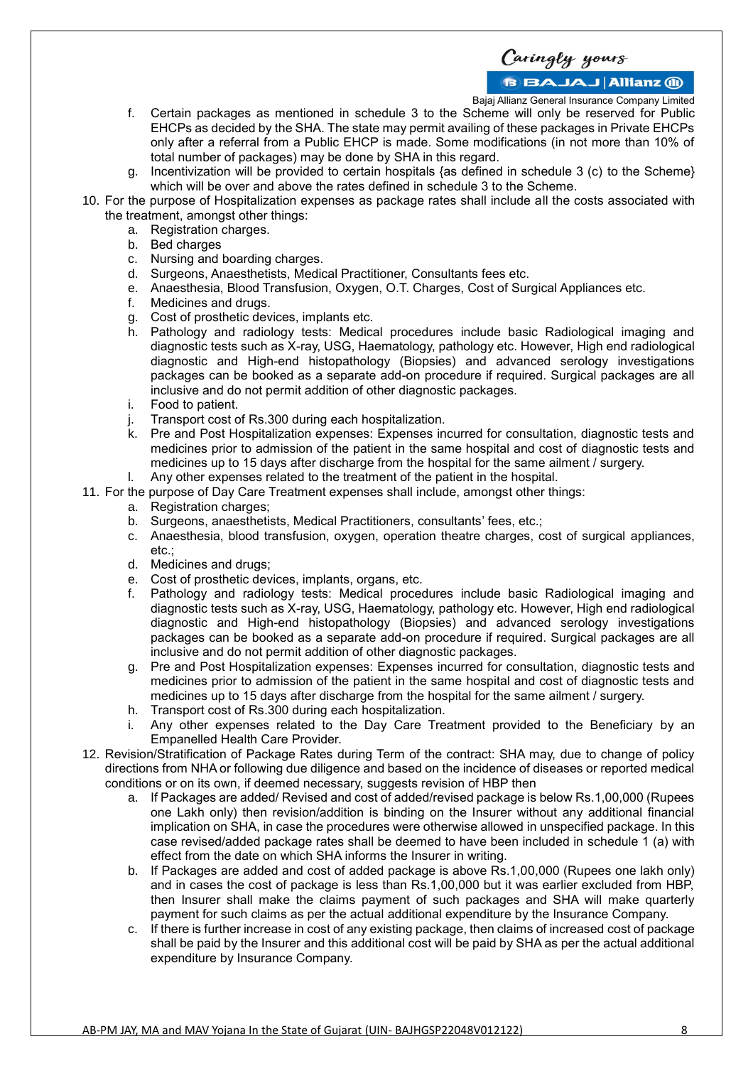f. Certain packages as mentioned in schedule 3 to the Scheme will only be reserved for Public EHCPs as decided by the SHA. The state may permit availing of these packages in Private EHCPs only after a referral from a Public EHCP is made. Some modifications (in not more than 10% of total number of packages) may be done by SHA in this regard.

g. Incentivization will be provided to certain hospitals {as defined in schedule 3 (c) to the Scheme} which will be over and above the rates defined in schedule 3 to the Scheme.

10. For the purpose of Hospitalization expenses as package rates shall include all the costs associated with the treatment, amongst other things:
    a. Registration charges.
    b. Bed charges
    c. Nursing and boarding charges.
    d. Surgeons, Anaesthetists, Medical Practitioner, Consultants fees etc.
    e. Anaesthesia, Blood Transfusion, Oxygen, O.T. Charges, Cost of Surgical Appliances etc.
    f. Medicines and drugs.
    g. Cost of prosthetic devices, implants etc.
    h. Pathology and radiology tests: Medical procedures include basic Radiological imaging and diagnostic tests such as X-ray, USG, Haematology, pathology etc. However, High end radiological diagnostic and High-end histopathology (Biopsies) and advanced serology investigations packages can be booked as a separate add-on procedure if required. Surgical packages are all inclusive and do not permit addition of other diagnostic packages.
    i. Food to patient.
    j. Transport cost of Rs.300 during each hospitalization.
    k. Pre and Post Hospitalization expenses: Expenses incurred for consultation, diagnostic tests and medicines prior to admission of the patient in the same hospital and cost of diagnostic tests and medicines up to 15 days after discharge from the hospital for the same ailment / surgery.
    l. Any other expenses related to the treatment of the patient in the hospital.

11. For the purpose of Day Care Treatment expenses shall include, amongst other things:
    a. Registration charges;
    b. Surgeons, anaesthetists, Medical Practitioners, consultants' fees, etc.;
    c. Anaesthesia, blood transfusion, oxygen, operation theatre charges, cost of surgical appliances, etc.;
    d. Medicines and drugs;
    e. Cost of prosthetic devices, implants, organs, etc.
    f. Pathology and radiology tests: Medical procedures include basic Radiological imaging and diagnostic tests such as X-ray, USG, Haematology, pathology etc. However, High end radiological diagnostic and High-end histopathology (Biopsies) and advanced serology investigations packages can be booked as a separate add-on procedure if required. Surgical packages are all inclusive and do not permit addition of other diagnostic packages.
    g. Pre and Post Hospitalization expenses: Expenses incurred for consultation, diagnostic tests and medicines prior to admission of the patient in the same hospital and cost of diagnostic tests and medicines up to 15 days after discharge from the hospital for the same ailment / surgery.
    h. Transport cost of Rs.300 during each hospitalization.
    i. Any other expenses related to the Day Care Treatment provided to the Beneficiary by an Empanelled Health Care Provider.

12. Revision/Stratification of Package Rates during Term of the contract: SHA may, due to change of policy directions from NHA or following due diligence and based on the incidence of diseases or reported medical conditions or on its own, if deemed necessary, suggests revision of HBP then
    a. If Packages are added/ Revised and cost of added/revised package is below Rs.1,00,000 (Rupees one Lakh only) then revision/addition is binding on the Insurer without any additional financial implication on SHA, in case the procedures were otherwise allowed in unspecified package. In this case revised/added package rates shall be deemed to have been included in schedule 1 (a) with effect from the date on which SHA informs the Insurer in writing.
    b. If Packages are added and cost of added package is above Rs.1,00,000 (Rupees one lakh only) and in cases the cost of package is less than Rs.1,00,000 but it was earlier excluded from HBP, then Insurer shall make the claims payment of such packages and SHA will make quarterly payment for such claims as per the actual additional expenditure by the Insurance Company.
    c. If there is further increase in cost of any existing package, then claims of increased cost of package shall be paid by the Insurer and this additional cost will be paid by SHA as per the actual additional expenditure by Insurance Company.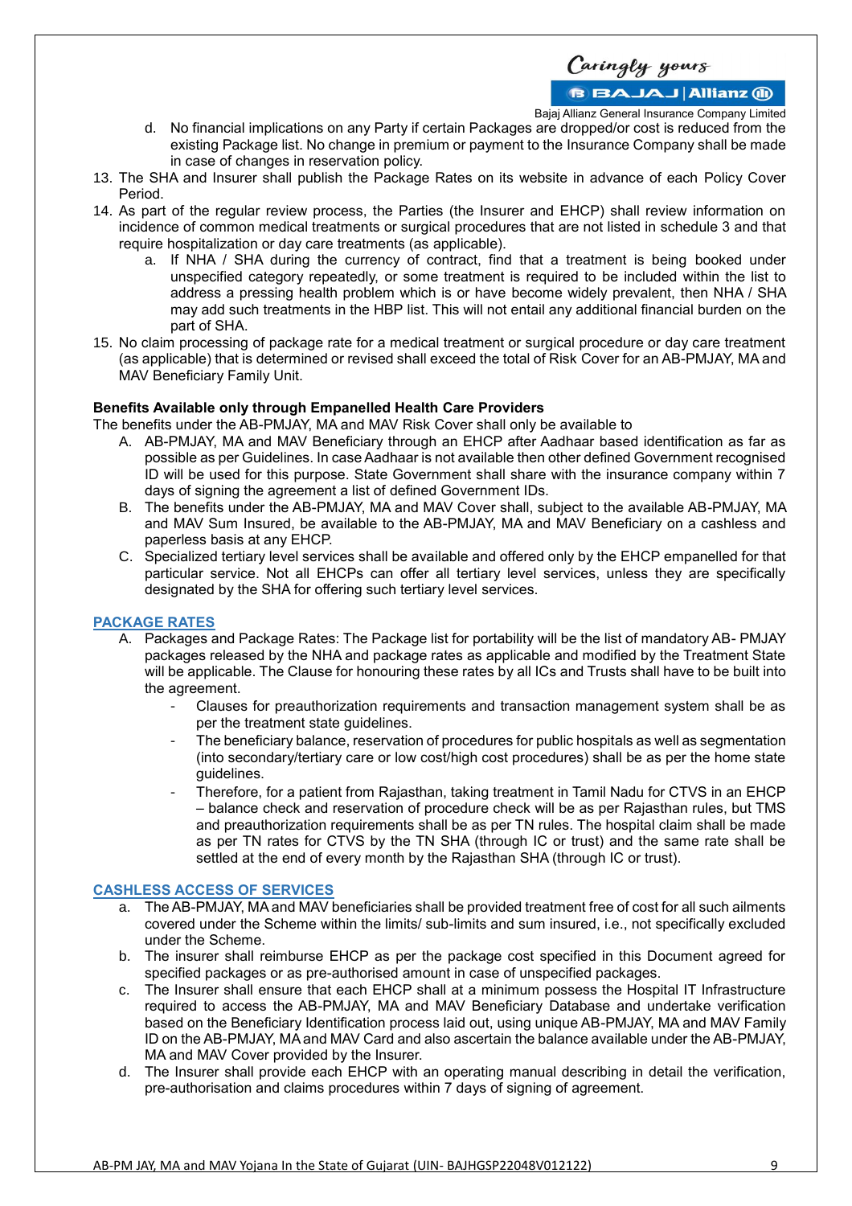d. No financial implications on any Party if certain Packages are dropped/or cost is reduced from the existing Package list. No change in premium or payment to the Insurance Company shall be made in case of changes in reservation policy.

13. The SHA and Insurer shall publish the Package Rates on its website in advance of each Policy Cover Period.
14. As part of the regular review process, the Parties (the Insurer and EHCP) shall review information on incidence of common medical treatments or surgical procedures that are not listed in schedule 3 and that require hospitalization or day care treatments (as applicable).
    a. If NHA / SHA during the currency of contract, find that a treatment is being booked under unspecified category repeatedly, or some treatment is required to be included within the list to address a pressing health problem which is or have become widely prevalent, then NHA / SHA may add such treatments in the HBP list. This will not entail any additional financial burden on the part of SHA.
15. No claim processing of package rate for a medical treatment or surgical procedure or day care treatment (as applicable) that is determined or revised shall exceed the total of Risk Cover for an AB-PMJAY, MA and MAV Beneficiary Family Unit.

**Benefits Available only through Empanelled Health Care Providers**

The benefits under the AB-PMJAY, MA and MAV Risk Cover shall only be available to

A. AB-PMJAY, MA and MAV Beneficiary through an EHCP after Aadhaar based identification as far as possible as per Guidelines. In case Aadhaar is not available then other defined Government recognised ID will be used for this purpose. State Government shall share with the insurance company within 7 days of signing the agreement a list of defined Government IDs.
B. The benefits under the AB-PMJAY, MA and MAV Cover shall, subject to the available AB-PMJAY, MA and MAV Sum Insured, be available to the AB-PMJAY, MA and MAV Beneficiary on a cashless and paperless basis at any EHCP.
C. Specialized tertiary level services shall be available and offered only by the EHCP empanelled for that particular service. Not all EHCPs can offer all tertiary level services, unless they are specifically designated by the SHA for offering such tertiary level services.

## PACKAGE RATES

A. Packages and Package Rates: The Package list for portability will be the list of mandatory AB- PMJAY packages released by the NHA and package rates as applicable and modified by the Treatment State will be applicable. The Clause for honouring these rates by all ICs and Trusts shall have to be built into the agreement.
   - Clauses for preauthorization requirements and transaction management system shall be as per the treatment state guidelines.
   - The beneficiary balance, reservation of procedures for public hospitals as well as segmentation (into secondary/tertiary care or low cost/high cost procedures) shall be as per the home state guidelines.
   - Therefore, for a patient from Rajasthan, taking treatment in Tamil Nadu for CTVS in an EHCP – balance check and reservation of procedure check will be as per Rajasthan rules, but TMS and preauthorization requirements shall be as per TN rules. The hospital claim shall be made as per TN rates for CTVS by the TN SHA (through IC or trust) and the same rate shall be settled at the end of every month by the Rajasthan SHA (through IC or trust).

## CASHLESS ACCESS OF SERVICES

a. The AB-PMJAY, MA and MAV beneficiaries shall be provided treatment free of cost for all such ailments covered under the Scheme within the limits/ sub-limits and sum insured, i.e., not specifically excluded under the Scheme.
b. The insurer shall reimburse EHCP as per the package cost specified in this Document agreed for specified packages or as pre-authorised amount in case of unspecified packages.
c. The Insurer shall ensure that each EHCP shall at a minimum possess the Hospital IT Infrastructure required to access the AB-PMJAY, MA and MAV Beneficiary Database and undertake verification based on the Beneficiary Identification process laid out, using unique AB-PMJAY, MA and MAV Family ID on the AB-PMJAY, MA and MAV Card and also ascertain the balance available under the AB-PMJAY, MA and MAV Cover provided by the Insurer.
d. The Insurer shall provide each EHCP with an operating manual describing in detail the verification, pre-authorisation and claims procedures within 7 days of signing of agreement.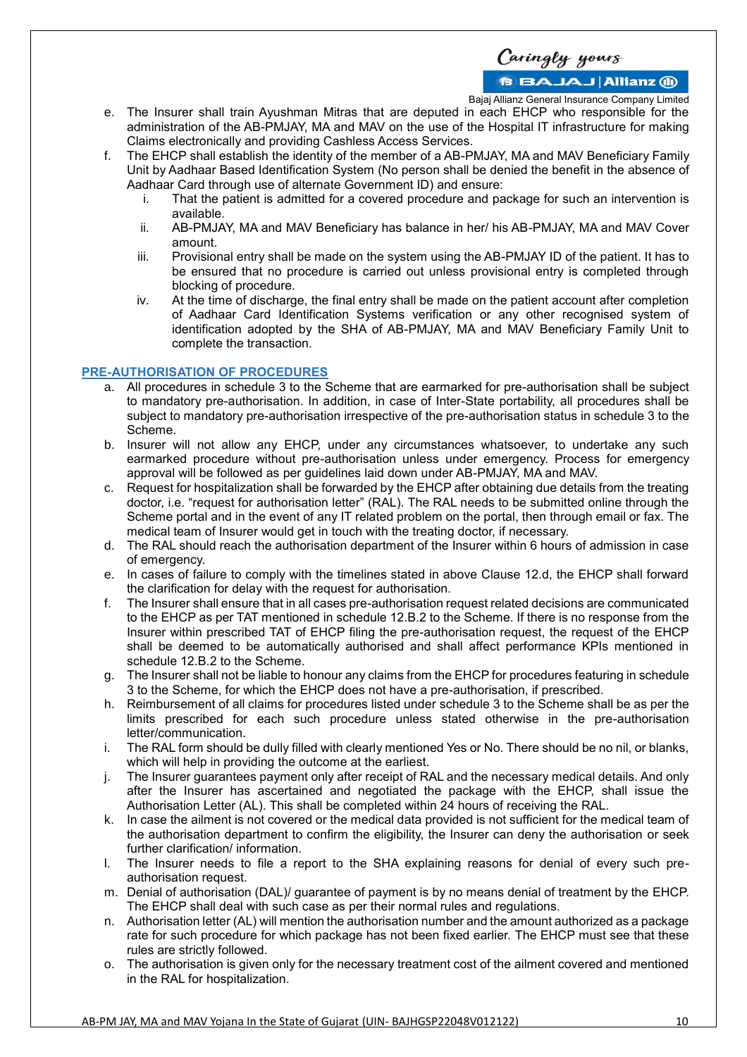e. The Insurer shall train Ayushman Mitras that are deputed in each EHCP who responsible for the administration of the AB-PMJAY, MA and MAV on the use of the Hospital IT infrastructure for making Claims electronically and providing Cashless Access Services.

f. The EHCP shall establish the identity of the member of a AB-PMJAY, MA and MAV Beneficiary Family Unit by Aadhaar Based Identification System (No person shall be denied the benefit in the absence of Aadhaar Card through use of alternate Government ID) and ensure:
   i. That the patient is admitted for a covered procedure and package for such an intervention is available.
   ii. AB-PMJAY, MA and MAV Beneficiary has balance in her/ his AB-PMJAY, MA and MAV Cover amount.
   iii. Provisional entry shall be made on the system using the AB-PMJAY ID of the patient. It has to be ensured that no procedure is carried out unless provisional entry is completed through blocking of procedure.
   iv. At the time of discharge, the final entry shall be made on the patient account after completion of Aadhaar Card Identification Systems verification or any other recognised system of identification adopted by the SHA of AB-PMJAY, MA and MAV Beneficiary Family Unit to complete the transaction.

## PRE-AUTHORISATION OF PROCEDURES

a. All procedures in schedule 3 to the Scheme that are earmarked for pre-authorisation shall be subject to mandatory pre-authorisation. In addition, in case of Inter-State portability, all procedures shall be subject to mandatory pre-authorisation irrespective of the pre-authorisation status in schedule 3 to the Scheme.

b. Insurer will not allow any EHCP, under any circumstances whatsoever, to undertake any such earmarked procedure without pre-authorisation unless under emergency. Process for emergency approval will be followed as per guidelines laid down under AB-PMJAY, MA and MAV.

c. Request for hospitalization shall be forwarded by the EHCP after obtaining due details from the treating doctor, i.e. "request for authorisation letter" (RAL). The RAL needs to be submitted online through the Scheme portal and in the event of any IT related problem on the portal, then through email or fax. The medical team of Insurer would get in touch with the treating doctor, if necessary.

d. The RAL should reach the authorisation department of the Insurer within 6 hours of admission in case of emergency.

e. In cases of failure to comply with the timelines stated in above Clause 12.d, the EHCP shall forward the clarification for delay with the request for authorisation.

f. The Insurer shall ensure that in all cases pre-authorisation request related decisions are communicated to the EHCP as per TAT mentioned in schedule 12.B.2 to the Scheme. If there is no response from the Insurer within prescribed TAT of EHCP filing the pre-authorisation request, the request of the EHCP shall be deemed to be automatically authorised and shall affect performance KPIs mentioned in schedule 12.B.2 to the Scheme.

g. The Insurer shall not be liable to honour any claims from the EHCP for procedures featuring in schedule 3 to the Scheme, for which the EHCP does not have a pre-authorisation, if prescribed.

h. Reimbursement of all claims for procedures listed under schedule 3 to the Scheme shall be as per the limits prescribed for each such procedure unless stated otherwise in the pre-authorisation letter/communication.

i. The RAL form should be dully filled with clearly mentioned Yes or No. There should be no nil, or blanks, which will help in providing the outcome at the earliest.

j. The Insurer guarantees payment only after receipt of RAL and the necessary medical details. And only after the Insurer has ascertained and negotiated the package with the EHCP, shall issue the Authorisation Letter (AL). This shall be completed within 24 hours of receiving the RAL.

k. In case the ailment is not covered or the medical data provided is not sufficient for the medical team of the authorisation department to confirm the eligibility, the Insurer can deny the authorisation or seek further clarification/ information.

l. The Insurer needs to file a report to the SHA explaining reasons for denial of every such pre-authorisation request.

m. Denial of authorisation (DAL)/ guarantee of payment is by no means denial of treatment by the EHCP. The EHCP shall deal with such case as per their normal rules and regulations.

n. Authorisation letter (AL) will mention the authorisation number and the amount authorized as a package rate for such procedure for which package has not been fixed earlier. The EHCP must see that these rules are strictly followed.

o. The authorisation is given only for the necessary treatment cost of the ailment covered and mentioned in the RAL for hospitalization.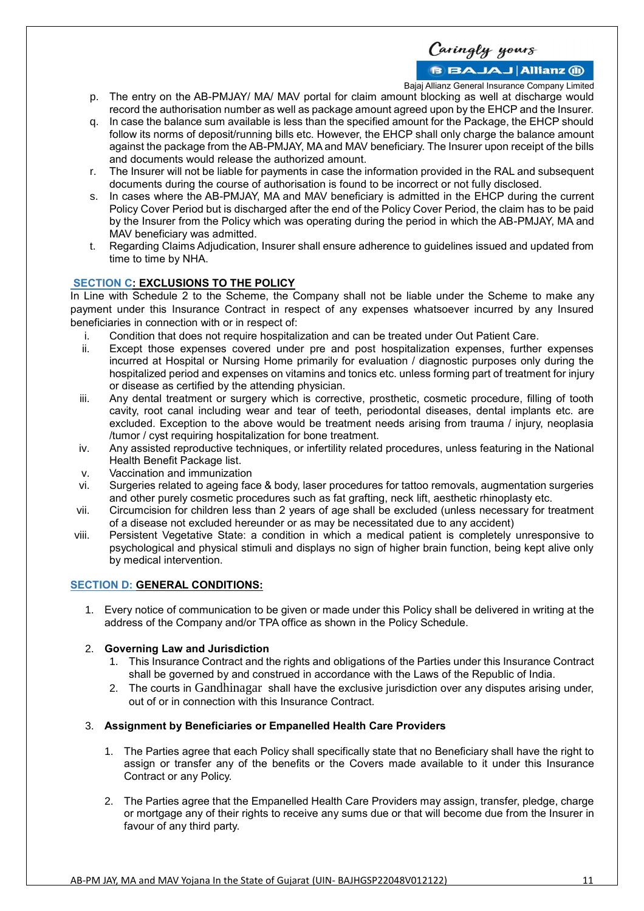p. The entry on the AB-PMJAY/ MA/ MAV portal for claim amount blocking as well at discharge would record the authorisation number as well as package amount agreed upon by the EHCP and the Insurer.
q. In case the balance sum available is less than the specified amount for the Package, the EHCP should follow its norms of deposit/running bills etc. However, the EHCP shall only charge the balance amount against the package from the AB-PMJAY, MA and MAV beneficiary. The Insurer upon receipt of the bills and documents would release the authorized amount.
r. The Insurer will not be liable for payments in case the information provided in the RAL and subsequent documents during the course of authorisation is found to be incorrect or not fully disclosed.
s. In cases where the AB-PMJAY, MA and MAV beneficiary is admitted in the EHCP during the current Policy Cover Period but is discharged after the end of the Policy Cover Period, the claim has to be paid by the Insurer from the Policy which was operating during the period in which the AB-PMJAY, MA and MAV beneficiary was admitted.
t. Regarding Claims Adjudication, Insurer shall ensure adherence to guidelines issued and updated from time to time by NHA.

## SECTION C: EXCLUSIONS TO THE POLICY

In Line with Schedule 2 to the Scheme, the Company shall not be liable under the Scheme to make any payment under this Insurance Contract in respect of any expenses whatsoever incurred by any Insured beneficiaries in connection with or in respect of:

i. Condition that does not require hospitalization and can be treated under Out Patient Care.
ii. Except those expenses covered under pre and post hospitalization expenses, further expenses incurred at Hospital or Nursing Home primarily for evaluation / diagnostic purposes only during the hospitalized period and expenses on vitamins and tonics etc. unless forming part of treatment for injury or disease as certified by the attending physician.
iii. Any dental treatment or surgery which is corrective, prosthetic, cosmetic procedure, filling of tooth cavity, root canal including wear and tear of teeth, periodontal diseases, dental implants etc. are excluded. Exception to the above would be treatment needs arising from trauma / injury, neoplasia /tumor / cyst requiring hospitalization for bone treatment.
iv. Any assisted reproductive techniques, or infertility related procedures, unless featuring in the National Health Benefit Package list.
v. Vaccination and immunization
vi. Surgeries related to ageing face & body, laser procedures for tattoo removals, augmentation surgeries and other purely cosmetic procedures such as fat grafting, neck lift, aesthetic rhinoplasty etc.
vii. Circumcision for children less than 2 years of age shall be excluded (unless necessary for treatment of a disease not excluded hereunder or as may be necessitated due to any accident)
viii. Persistent Vegetative State: a condition in which a medical patient is completely unresponsive to psychological and physical stimuli and displays no sign of higher brain function, being kept alive only by medical intervention.

## SECTION D: GENERAL CONDITIONS:

1. Every notice of communication to be given or made under this Policy shall be delivered in writing at the address of the Company and/or TPA office as shown in the Policy Schedule.

2. **Governing Law and Jurisdiction**
    1. This Insurance Contract and the rights and obligations of the Parties under this Insurance Contract shall be governed by and construed in accordance with the Laws of the Republic of India.
    2. The courts in Gandhinagar shall have the exclusive jurisdiction over any disputes arising under, out of or in connection with this Insurance Contract.

3. **Assignment by Beneficiaries or Empanelled Health Care Providers**
    1. The Parties agree that each Policy shall specifically state that no Beneficiary shall have the right to assign or transfer any of the benefits or the Covers made available to it under this Insurance Contract or any Policy.
    2. The Parties agree that the Empanelled Health Care Providers may assign, transfer, pledge, charge or mortgage any of their rights to receive any sums due or that will become due from the Insurer in favour of any third party.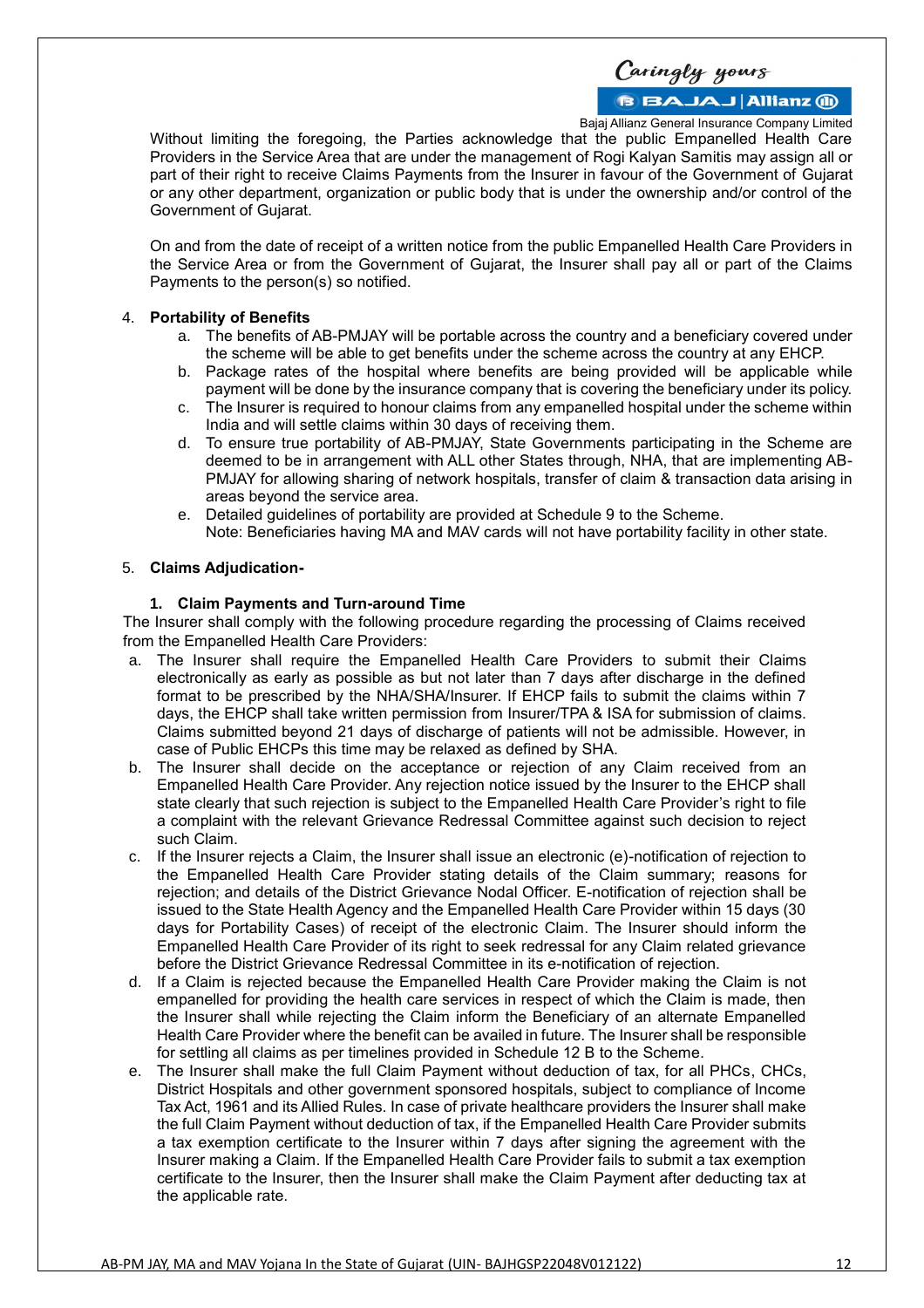Without limiting the foregoing, the Parties acknowledge that the public Empanelled Health Care Providers in the Service Area that are under the management of Rogi Kalyan Samitis may assign all or part of their right to receive Claims Payments from the Insurer in favour of the Government of Gujarat or any other department, organization or public body that is under the ownership and/or control of the Government of Gujarat.

On and from the date of receipt of a written notice from the public Empanelled Health Care Providers in the Service Area or from the Government of Gujarat, the Insurer shall pay all or part of the Claims Payments to the person(s) so notified.

4. **Portability of Benefits**
   a. The benefits of AB-PMJAY will be portable across the country and a beneficiary covered under the scheme will be able to get benefits under the scheme across the country at any EHCP.
   b. Package rates of the hospital where benefits are being provided will be applicable while payment will be done by the insurance company that is covering the beneficiary under its policy.
   c. The Insurer is required to honour claims from any empanelled hospital under the scheme within India and will settle claims within 30 days of receiving them.
   d. To ensure true portability of AB-PMJAY, State Governments participating in the Scheme are deemed to be in arrangement with ALL other States through, NHA, that are implementing AB-PMJAY for allowing sharing of network hospitals, transfer of claim & transaction data arising in areas beyond the service area.
   e. Detailed guidelines of portability are provided at Schedule 9 to the Scheme.
   Note: Beneficiaries having MA and MAV cards will not have portability facility in other state.

5. **Claims Adjudication-**

   1. **Claim Payments and Turn-around Time**

The Insurer shall comply with the following procedure regarding the processing of Claims received from the Empanelled Health Care Providers:

a. The Insurer shall require the Empanelled Health Care Providers to submit their Claims electronically as early as possible as but not later than 7 days after discharge in the defined format to be prescribed by the NHA/SHA/Insurer. If EHCP fails to submit the claims within 7 days, the EHCP shall take written permission from Insurer/TPA & ISA for submission of claims. Claims submitted beyond 21 days of discharge of patients will not be admissible. However, in case of Public EHCPs this time may be relaxed as defined by SHA.
b. The Insurer shall decide on the acceptance or rejection of any Claim received from an Empanelled Health Care Provider. Any rejection notice issued by the Insurer to the EHCP shall state clearly that such rejection is subject to the Empanelled Health Care Provider's right to file a complaint with the relevant Grievance Redressal Committee against such decision to reject such Claim.
c. If the Insurer rejects a Claim, the Insurer shall issue an electronic (e)-notification of rejection to the Empanelled Health Care Provider stating details of the Claim summary; reasons for rejection; and details of the District Grievance Nodal Officer. E-notification of rejection shall be issued to the State Health Agency and the Empanelled Health Care Provider within 15 days (30 days for Portability Cases) of receipt of the electronic Claim. The Insurer should inform the Empanelled Health Care Provider of its right to seek redressal for any Claim related grievance before the District Grievance Redressal Committee in its e-notification of rejection.
d. If a Claim is rejected because the Empanelled Health Care Provider making the Claim is not empanelled for providing the health care services in respect of which the Claim is made, then the Insurer shall while rejecting the Claim inform the Beneficiary of an alternate Empanelled Health Care Provider where the benefit can be availed in future. The Insurer shall be responsible for settling all claims as per timelines provided in Schedule 12 B to the Scheme.
e. The Insurer shall make the full Claim Payment without deduction of tax, for all PHCs, CHCs, District Hospitals and other government sponsored hospitals, subject to compliance of Income Tax Act, 1961 and its Allied Rules. In case of private healthcare providers the Insurer shall make the full Claim Payment without deduction of tax, if the Empanelled Health Care Provider submits a tax exemption certificate to the Insurer within 7 days after signing the agreement with the Insurer making a Claim. If the Empanelled Health Care Provider fails to submit a tax exemption certificate to the Insurer, then the Insurer shall make the Claim Payment after deducting tax at the applicable rate.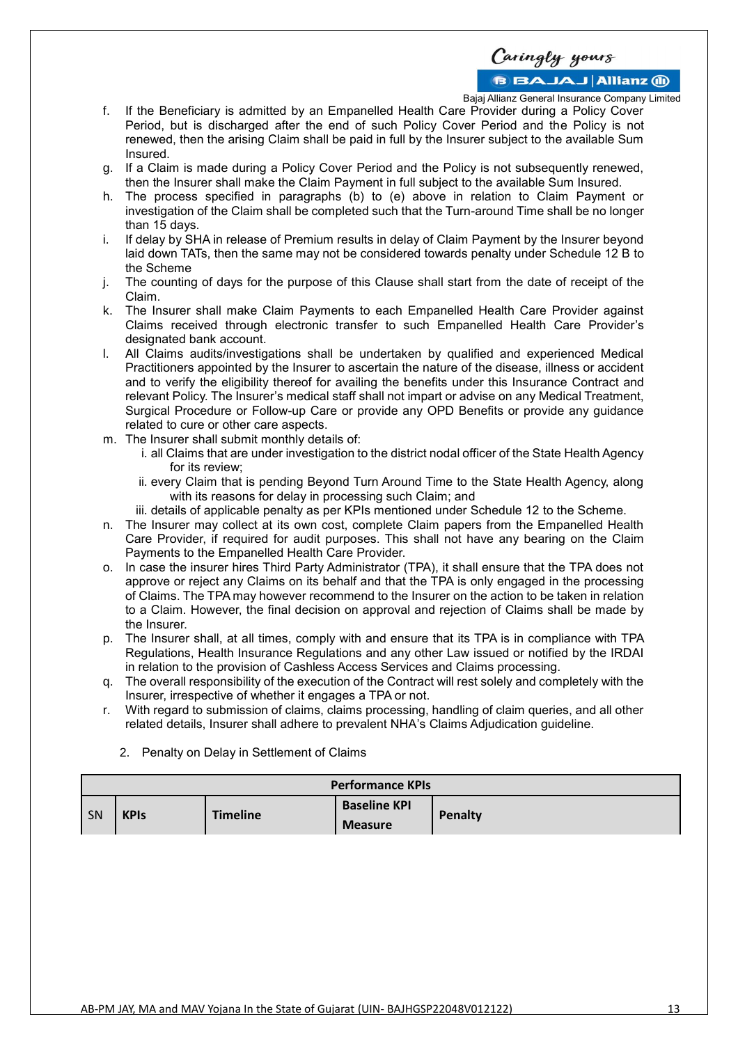f. If the Beneficiary is admitted by an Empanelled Health Care Provider during a Policy Cover Period, but is discharged after the end of such Policy Cover Period and the Policy is not renewed, then the arising Claim shall be paid in full by the Insurer subject to the available Sum Insured.

g. If a Claim is made during a Policy Cover Period and the Policy is not subsequently renewed, then the Insurer shall make the Claim Payment in full subject to the available Sum Insured.

h. The process specified in paragraphs (b) to (e) above in relation to Claim Payment or investigation of the Claim shall be completed such that the Turn-around Time shall be no longer than 15 days.

i. If delay by SHA in release of Premium results in delay of Claim Payment by the Insurer beyond laid down TATs, then the same may not be considered towards penalty under Schedule 12 B to the Scheme

j. The counting of days for the purpose of this Clause shall start from the date of receipt of the Claim.

k. The Insurer shall make Claim Payments to each Empanelled Health Care Provider against Claims received through electronic transfer to such Empanelled Health Care Provider's designated bank account.

l. All Claims audits/investigations shall be undertaken by qualified and experienced Medical Practitioners appointed by the Insurer to ascertain the nature of the disease, illness or accident and to verify the eligibility thereof for availing the benefits under this Insurance Contract and relevant Policy. The Insurer's medical staff shall not impart or advise on any Medical Treatment, Surgical Procedure or Follow-up Care or provide any OPD Benefits or provide any guidance related to cure or other care aspects.

m. The Insurer shall submit monthly details of:
   - i. all Claims that are under investigation to the district nodal officer of the State Health Agency for its review;
   - ii. every Claim that is pending Beyond Turn Around Time to the State Health Agency, along with its reasons for delay in processing such Claim; and
   - iii. details of applicable penalty as per KPIs mentioned under Schedule 12 to the Scheme.

n. The Insurer may collect at its own cost, complete Claim papers from the Empanelled Health Care Provider, if required for audit purposes. This shall not have any bearing on the Claim Payments to the Empanelled Health Care Provider.

o. In case the insurer hires Third Party Administrator (TPA), it shall ensure that the TPA does not approve or reject any Claims on its behalf and that the TPA is only engaged in the processing of Claims. The TPA may however recommend to the Insurer on the action to be taken in relation to a Claim. However, the final decision on approval and rejection of Claims shall be made by the Insurer.

p. The Insurer shall, at all times, comply with and ensure that its TPA is in compliance with TPA Regulations, Health Insurance Regulations and any other Law issued or notified by the IRDAI in relation to the provision of Cashless Access Services and Claims processing.

q. The overall responsibility of the execution of the Contract will rest solely and completely with the Insurer, irrespective of whether it engages a TPA or not.

r. With regard to submission of claims, claims processing, handling of claim queries, and all other related details, Insurer shall adhere to prevalent NHA's Claims Adjudication guideline.

2. Penalty on Delay in Settlement of Claims

| Performance KPIs | | | | |
|---|---|---|---|---|
| SN | KPIs | Timeline | Baseline KPI Measure | Penalty |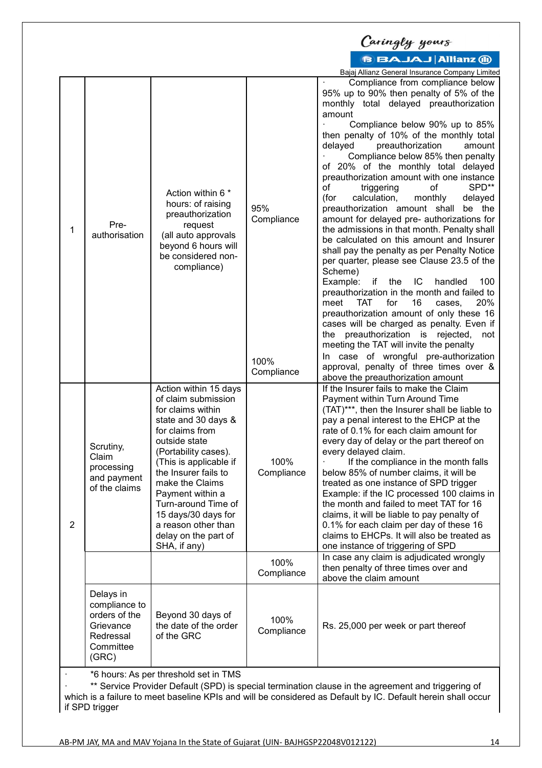| 1 | Pre-authorisation | Action within 6 * hours: of raising preauthorization request (all auto approvals beyond 6 hours will be considered non-compliance) | 95% Compliance | · Compliance from compliance below 95% up to 90% then penalty of 5% of the monthly total delayed preauthorization amount<br>· Compliance below 90% up to 85% then penalty of 10% of the monthly total delayed preauthorization amount<br>· Compliance below 85% then penalty of 20% of the monthly total delayed preauthorization amount with one instance of triggering of SPD** (for calculation, monthly delayed preauthorization amount shall be the amount for delayed pre- authorizations for the admissions in that month. Penalty shall be calculated on this amount and Insurer shall pay the penalty as per Penalty Notice per quarter, please see Clause 23.5 of the Scheme)<br>Example: if the IC handled 100 preauthorization in the month and failed to meet TAT for 16 cases, 20% preauthorization amount of only these 16 cases will be charged as penalty. Even if the preauthorization is rejected, not meeting the TAT will invite the penalty |
|---|---|---|---|---|
| | | | 100% Compliance | In case of wrongful pre-authorization approval, penalty of three times over & above the preauthorization amount |
| 2 | Scrutiny, Claim processing and payment of the claims | Action within 15 days of claim submission for claims within state and 30 days & for claims from outside state (Portability cases). (This is applicable if the Insurer fails to make the Claims Payment within a Turn-around Time of 15 days/30 days for a reason other than delay on the part of SHA, if any) | 100% Compliance | If the Insurer fails to make the Claim Payment within Turn Around Time (TAT)***, then the Insurer shall be liable to pay a penal interest to the EHCP at the rate of 0.1% for each claim amount for every day of delay or the part thereof on every delayed claim.<br>· If the compliance in the month falls below 85% of number claims, it will be treated as one instance of SPD trigger<br>Example: if the IC processed 100 claims in the month and failed to meet TAT for 16 claims, it will be liable to pay penalty of 0.1% for each claim per day of these 16 claims to EHCPs. It will also be treated as one instance of triggering of SPD |
| | | | 100% Compliance | In case any claim is adjudicated wrongly then penalty of three times over and above the claim amount |
| | Delays in compliance to orders of the Grievance Redressal Committee (GRC) | Beyond 30 days of the date of the order of the GRC | 100% Compliance | Rs. 25,000 per week or part thereof |

- *6 hours: As per threshold set in TMS
- ** Service Provider Default (SPD) is special termination clause in the agreement and triggering of which is a failure to meet baseline KPIs and will be considered as Default by IC. Default herein shall occur if SPD trigger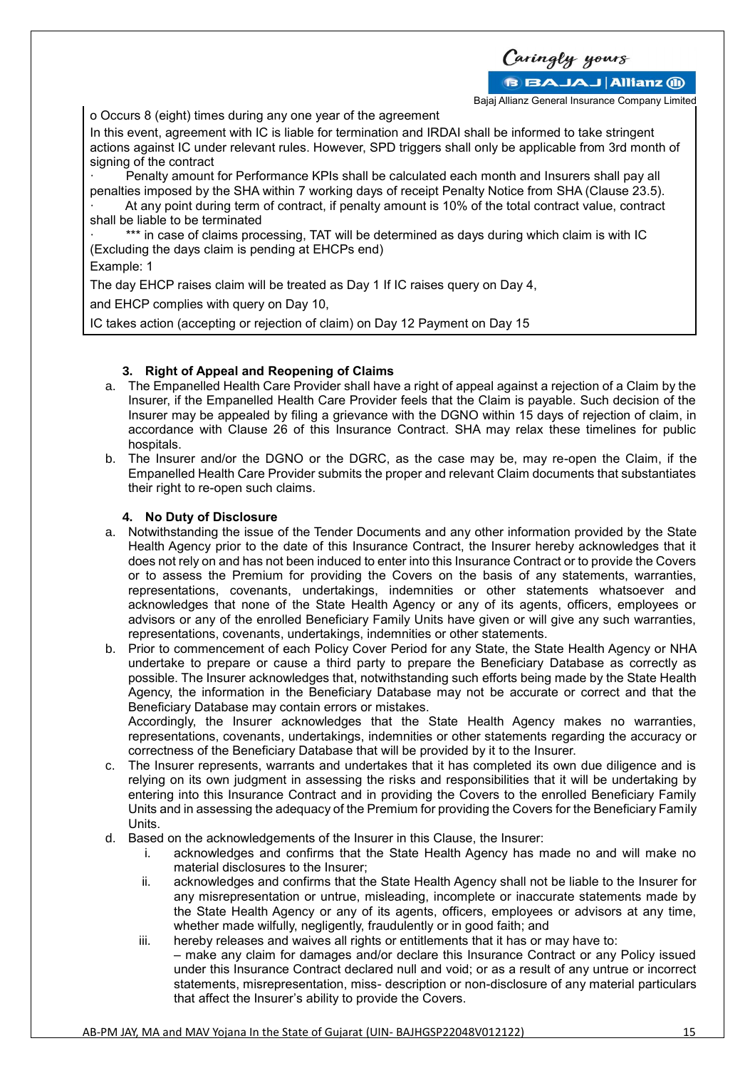o Occurs 8 (eight) times during any one year of the agreement

In this event, agreement with IC is liable for termination and IRDAI shall be informed to take stringent actions against IC under relevant rules. However, SPD triggers shall only be applicable from 3rd month of signing of the contract

· Penalty amount for Performance KPIs shall be calculated each month and Insurers shall pay all penalties imposed by the SHA within 7 working days of receipt Penalty Notice from SHA (Clause 23.5).

· At any point during term of contract, if penalty amount is 10% of the total contract value, contract shall be liable to be terminated

· *** in case of claims processing, TAT will be determined as days during which claim is with IC (Excluding the days claim is pending at EHCPs end)

Example: 1

The day EHCP raises claim will be treated as Day 1 If IC raises query on Day 4,

and EHCP complies with query on Day 10,

IC takes action (accepting or rejection of claim) on Day 12 Payment on Day 15

### 3. Right of Appeal and Reopening of Claims

a. The Empanelled Health Care Provider shall have a right of appeal against a rejection of a Claim by the Insurer, if the Empanelled Health Care Provider feels that the Claim is payable. Such decision of the Insurer may be appealed by filing a grievance with the DGNO within 15 days of rejection of claim, in accordance with Clause 26 of this Insurance Contract. SHA may relax these timelines for public hospitals.

b. The Insurer and/or the DGNO or the DGRC, as the case may be, may re-open the Claim, if the Empanelled Health Care Provider submits the proper and relevant Claim documents that substantiates their right to re-open such claims.

### 4. No Duty of Disclosure

a. Notwithstanding the issue of the Tender Documents and any other information provided by the State Health Agency prior to the date of this Insurance Contract, the Insurer hereby acknowledges that it does not rely on and has not been induced to enter into this Insurance Contract or to provide the Covers or to assess the Premium for providing the Covers on the basis of any statements, warranties, representations, covenants, undertakings, indemnities or other statements whatsoever and acknowledges that none of the State Health Agency or any of its agents, officers, employees or advisors or any of the enrolled Beneficiary Family Units have given or will give any such warranties, representations, covenants, undertakings, indemnities or other statements.

b. Prior to commencement of each Policy Cover Period for any State, the State Health Agency or NHA undertake to prepare or cause a third party to prepare the Beneficiary Database as correctly as possible. The Insurer acknowledges that, notwithstanding such efforts being made by the State Health Agency, the information in the Beneficiary Database may not be accurate or correct and that the Beneficiary Database may contain errors or mistakes.

   Accordingly, the Insurer acknowledges that the State Health Agency makes no warranties, representations, covenants, undertakings, indemnities or other statements regarding the accuracy or correctness of the Beneficiary Database that will be provided by it to the Insurer.

c. The Insurer represents, warrants and undertakes that it has completed its own due diligence and is relying on its own judgment in assessing the risks and responsibilities that it will be undertaking by entering into this Insurance Contract and in providing the Covers to the enrolled Beneficiary Family Units and in assessing the adequacy of the Premium for providing the Covers for the Beneficiary Family Units.

d. Based on the acknowledgements of the Insurer in this Clause, the Insurer:

   i. acknowledges and confirms that the State Health Agency has made no and will make no material disclosures to the Insurer;

   ii. acknowledges and confirms that the State Health Agency shall not be liable to the Insurer for any misrepresentation or untrue, misleading, incomplete or inaccurate statements made by the State Health Agency or any of its agents, officers, employees or advisors at any time, whether made wilfully, negligently, fraudulently or in good faith; and

   iii. hereby releases and waives all rights or entitlements that it has or may have to:
   – make any claim for damages and/or declare this Insurance Contract or any Policy issued under this Insurance Contract declared null and void; or as a result of any untrue or incorrect statements, misrepresentation, miss- description or non-disclosure of any material particulars that affect the Insurer's ability to provide the Covers.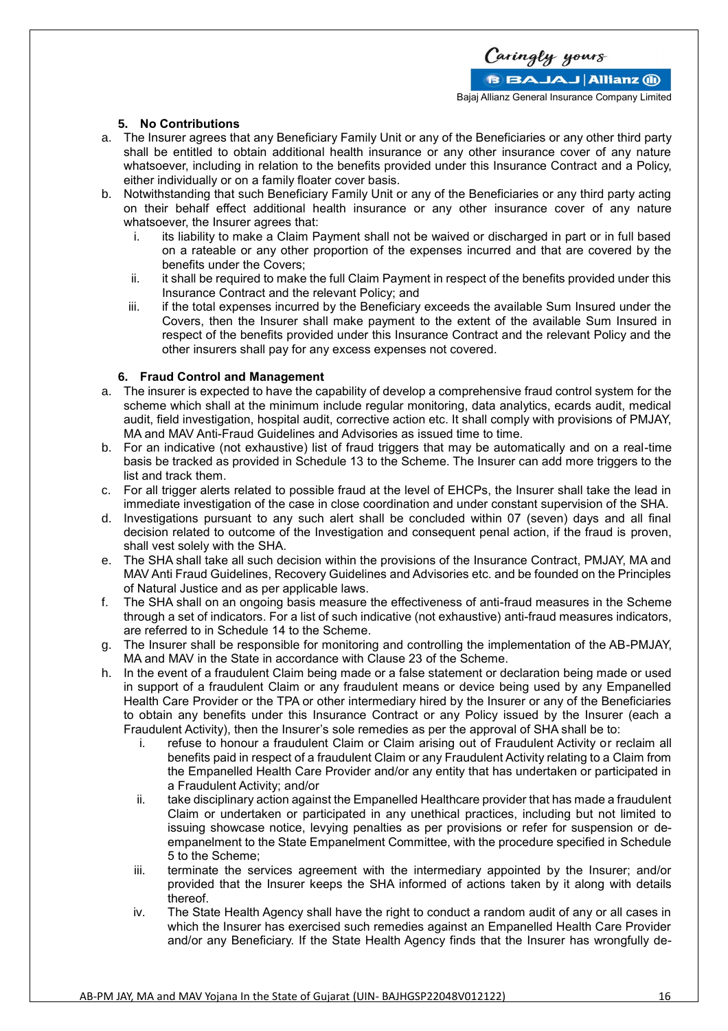### 5. No Contributions

a. The Insurer agrees that any Beneficiary Family Unit or any of the Beneficiaries or any other third party shall be entitled to obtain additional health insurance or any other insurance cover of any nature whatsoever, including in relation to the benefits provided under this Insurance Contract and a Policy, either individually or on a family floater cover basis.

b. Notwithstanding that such Beneficiary Family Unit or any of the Beneficiaries or any third party acting on their behalf effect additional health insurance or any other insurance cover of any nature whatsoever, the Insurer agrees that:

   i. its liability to make a Claim Payment shall not be waived or discharged in part or in full based on a rateable or any other proportion of the expenses incurred and that are covered by the benefits under the Covers;

   ii. it shall be required to make the full Claim Payment in respect of the benefits provided under this Insurance Contract and the relevant Policy; and

   iii. if the total expenses incurred by the Beneficiary exceeds the available Sum Insured under the Covers, then the Insurer shall make payment to the extent of the available Sum Insured in respect of the benefits provided under this Insurance Contract and the relevant Policy and the other insurers shall pay for any excess expenses not covered.

### 6. Fraud Control and Management

a. The insurer is expected to have the capability of develop a comprehensive fraud control system for the scheme which shall at the minimum include regular monitoring, data analytics, ecards audit, medical audit, field investigation, hospital audit, corrective action etc. It shall comply with provisions of PMJAY, MA and MAV Anti-Fraud Guidelines and Advisories as issued time to time.

b. For an indicative (not exhaustive) list of fraud triggers that may be automatically and on a real-time basis be tracked as provided in Schedule 13 to the Scheme. The Insurer can add more triggers to the list and track them.

c. For all trigger alerts related to possible fraud at the level of EHCPs, the Insurer shall take the lead in immediate investigation of the case in close coordination and under constant supervision of the SHA.

d. Investigations pursuant to any such alert shall be concluded within 07 (seven) days and all final decision related to outcome of the Investigation and consequent penal action, if the fraud is proven, shall vest solely with the SHA.

e. The SHA shall take all such decision within the provisions of the Insurance Contract, PMJAY, MA and MAV Anti Fraud Guidelines, Recovery Guidelines and Advisories etc. and be founded on the Principles of Natural Justice and as per applicable laws.

f. The SHA shall on an ongoing basis measure the effectiveness of anti-fraud measures in the Scheme through a set of indicators. For a list of such indicative (not exhaustive) anti-fraud measures indicators, are referred to in Schedule 14 to the Scheme.

g. The Insurer shall be responsible for monitoring and controlling the implementation of the AB-PMJAY, MA and MAV in the State in accordance with Clause 23 of the Scheme.

h. In the event of a fraudulent Claim being made or a false statement or declaration being made or used in support of a fraudulent Claim or any fraudulent means or device being used by any Empanelled Health Care Provider or the TPA or other intermediary hired by the Insurer or any of the Beneficiaries to obtain any benefits under this Insurance Contract or any Policy issued by the Insurer (each a Fraudulent Activity), then the Insurer's sole remedies as per the approval of SHA shall be to:

   i. refuse to honour a fraudulent Claim or Claim arising out of Fraudulent Activity or reclaim all benefits paid in respect of a fraudulent Claim or any Fraudulent Activity relating to a Claim from the Empanelled Health Care Provider and/or any entity that has undertaken or participated in a Fraudulent Activity; and/or

   ii. take disciplinary action against the Empanelled Healthcare provider that has made a fraudulent Claim or undertaken or participated in any unethical practices, including but not limited to issuing showcase notice, levying penalties as per provisions or refer for suspension or de-empanelment to the State Empanelment Committee, with the procedure specified in Schedule 5 to the Scheme;

   iii. terminate the services agreement with the intermediary appointed by the Insurer; and/or provided that the Insurer keeps the SHA informed of actions taken by it along with details thereof.

   iv. The State Health Agency shall have the right to conduct a random audit of any or all cases in which the Insurer has exercised such remedies against an Empanelled Health Care Provider and/or any Beneficiary. If the State Health Agency finds that the Insurer has wrongfully de-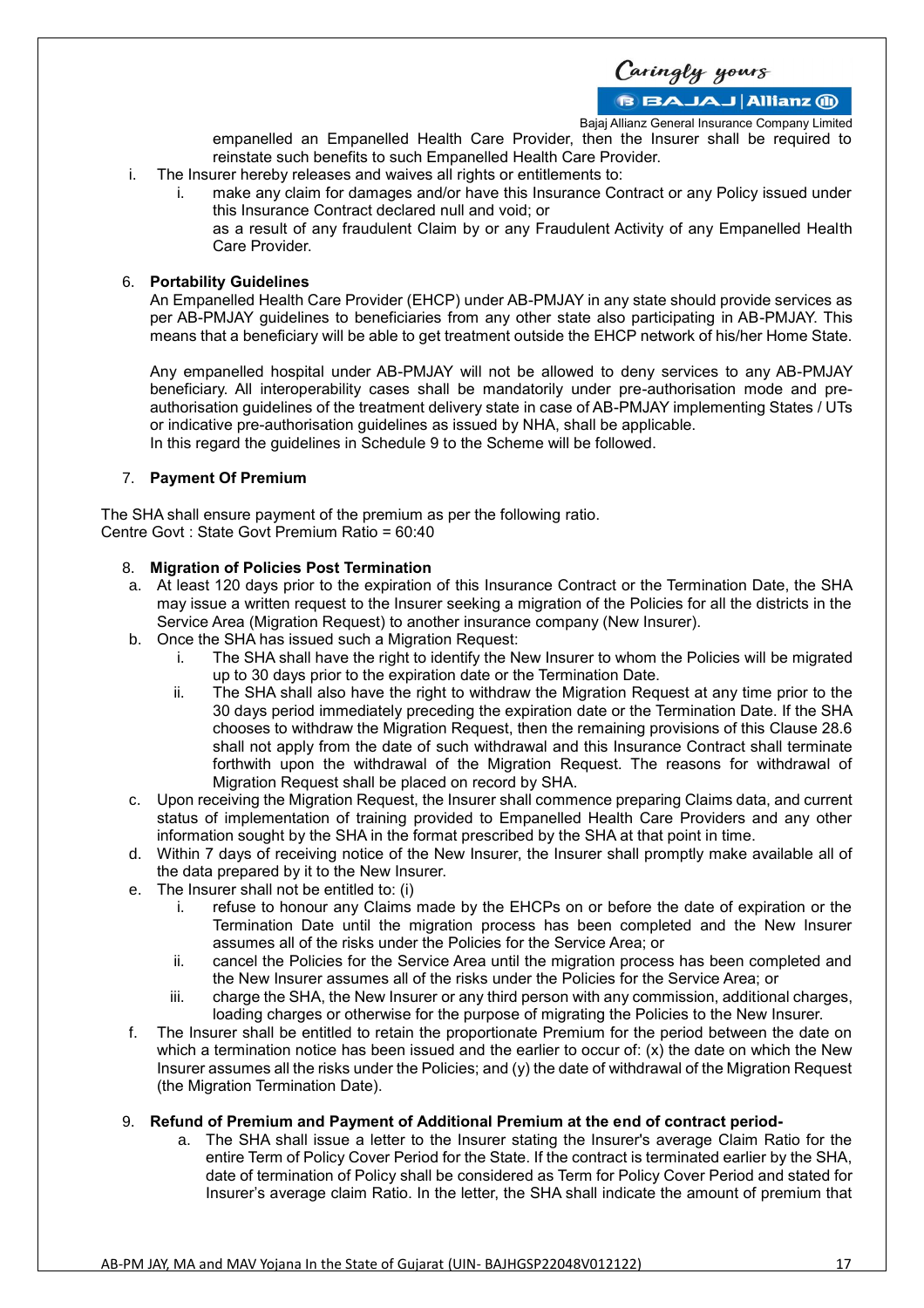empanelled an Empanelled Health Care Provider, then the Insurer shall be required to reinstate such benefits to such Empanelled Health Care Provider.

i. The Insurer hereby releases and waives all rights or entitlements to:
   i. make any claim for damages and/or have this Insurance Contract or any Policy issued under this Insurance Contract declared null and void; or

   as a result of any fraudulent Claim by or any Fraudulent Activity of any Empanelled Health Care Provider.

6. **Portability Guidelines**

An Empanelled Health Care Provider (EHCP) under AB-PMJAY in any state should provide services as per AB-PMJAY guidelines to beneficiaries from any other state also participating in AB-PMJAY. This means that a beneficiary will be able to get treatment outside the EHCP network of his/her Home State.

Any empanelled hospital under AB-PMJAY will not be allowed to deny services to any AB-PMJAY beneficiary. All interoperability cases shall be mandatorily under pre-authorisation mode and pre-authorisation guidelines of the treatment delivery state in case of AB-PMJAY implementing States / UTs or indicative pre-authorisation guidelines as issued by NHA, shall be applicable.
In this regard the guidelines in Schedule 9 to the Scheme will be followed.

7. **Payment Of Premium**

The SHA shall ensure payment of the premium as per the following ratio.
Centre Govt : State Govt Premium Ratio = 60:40

8. **Migration of Policies Post Termination**

a. At least 120 days prior to the expiration of this Insurance Contract or the Termination Date, the SHA may issue a written request to the Insurer seeking a migration of the Policies for all the districts in the Service Area (Migration Request) to another insurance company (New Insurer).
b. Once the SHA has issued such a Migration Request:
   i. The SHA shall have the right to identify the New Insurer to whom the Policies will be migrated up to 30 days prior to the expiration date or the Termination Date.
   ii. The SHA shall also have the right to withdraw the Migration Request at any time prior to the 30 days period immediately preceding the expiration date or the Termination Date. If the SHA chooses to withdraw the Migration Request, then the remaining provisions of this Clause 28.6 shall not apply from the date of such withdrawal and this Insurance Contract shall terminate forthwith upon the withdrawal of the Migration Request. The reasons for withdrawal of Migration Request shall be placed on record by SHA.
c. Upon receiving the Migration Request, the Insurer shall commence preparing Claims data, and current status of implementation of training provided to Empanelled Health Care Providers and any other information sought by the SHA in the format prescribed by the SHA at that point in time.
d. Within 7 days of receiving notice of the New Insurer, the Insurer shall promptly make available all of the data prepared by it to the New Insurer.
e. The Insurer shall not be entitled to: (i)
   i. refuse to honour any Claims made by the EHCPs on or before the date of expiration or the Termination Date until the migration process has been completed and the New Insurer assumes all of the risks under the Policies for the Service Area; or
   ii. cancel the Policies for the Service Area until the migration process has been completed and the New Insurer assumes all of the risks under the Policies for the Service Area; or
   iii. charge the SHA, the New Insurer or any third person with any commission, additional charges, loading charges or otherwise for the purpose of migrating the Policies to the New Insurer.
f. The Insurer shall be entitled to retain the proportionate Premium for the period between the date on which a termination notice has been issued and the earlier to occur of: (x) the date on which the New Insurer assumes all the risks under the Policies; and (y) the date of withdrawal of the Migration Request (the Migration Termination Date).

9. **Refund of Premium and Payment of Additional Premium at the end of contract period-**
   a. The SHA shall issue a letter to the Insurer stating the Insurer's average Claim Ratio for the entire Term of Policy Cover Period for the State. If the contract is terminated earlier by the SHA, date of termination of Policy shall be considered as Term for Policy Cover Period and stated for Insurer's average claim Ratio. In the letter, the SHA shall indicate the amount of premium that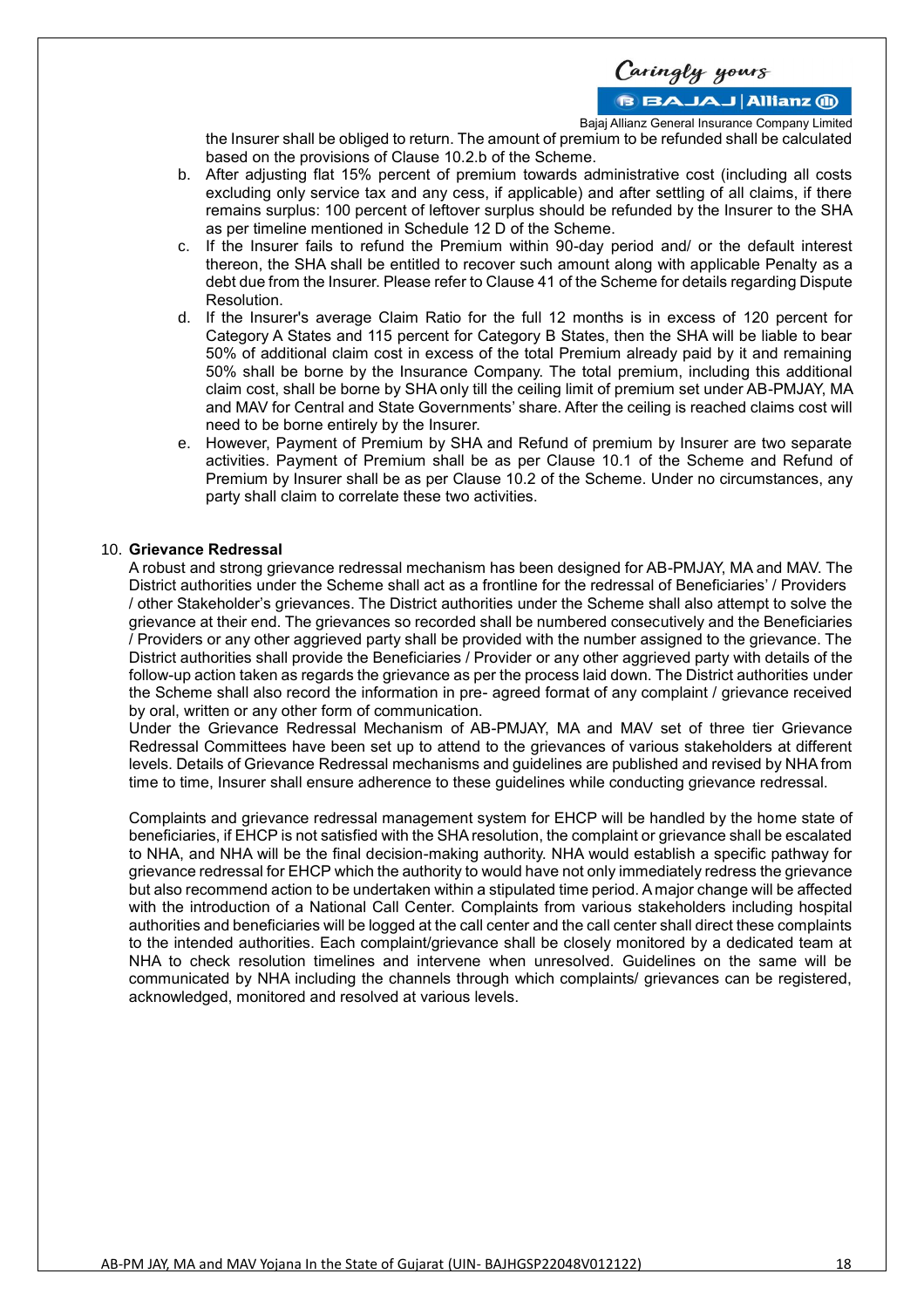the Insurer shall be obliged to return. The amount of premium to be refunded shall be calculated based on the provisions of Clause 10.2.b of the Scheme.

b. After adjusting flat 15% percent of premium towards administrative cost (including all costs excluding only service tax and any cess, if applicable) and after settling of all claims, if there remains surplus: 100 percent of leftover surplus should be refunded by the Insurer to the SHA as per timeline mentioned in Schedule 12 D of the Scheme.

c. If the Insurer fails to refund the Premium within 90-day period and/ or the default interest thereon, the SHA shall be entitled to recover such amount along with applicable Penalty as a debt due from the Insurer. Please refer to Clause 41 of the Scheme for details regarding Dispute Resolution.

d. If the Insurer's average Claim Ratio for the full 12 months is in excess of 120 percent for Category A States and 115 percent for Category B States, then the SHA will be liable to bear 50% of additional claim cost in excess of the total Premium already paid by it and remaining 50% shall be borne by the Insurance Company. The total premium, including this additional claim cost, shall be borne by SHA only till the ceiling limit of premium set under AB-PMJAY, MA and MAV for Central and State Governments' share. After the ceiling is reached claims cost will need to be borne entirely by the Insurer.

e. However, Payment of Premium by SHA and Refund of premium by Insurer are two separate activities. Payment of Premium shall be as per Clause 10.1 of the Scheme and Refund of Premium by Insurer shall be as per Clause 10.2 of the Scheme. Under no circumstances, any party shall claim to correlate these two activities.

10. **Grievance Redressal**

A robust and strong grievance redressal mechanism has been designed for AB-PMJAY, MA and MAV. The District authorities under the Scheme shall act as a frontline for the redressal of Beneficiaries' / Providers / other Stakeholder's grievances. The District authorities under the Scheme shall also attempt to solve the grievance at their end. The grievances so recorded shall be numbered consecutively and the Beneficiaries / Providers or any other aggrieved party shall be provided with the number assigned to the grievance. The District authorities shall provide the Beneficiaries / Provider or any other aggrieved party with details of the follow-up action taken as regards the grievance as per the process laid down. The District authorities under the Scheme shall also record the information in pre- agreed format of any complaint / grievance received by oral, written or any other form of communication.

Under the Grievance Redressal Mechanism of AB-PMJAY, MA and MAV set of three tier Grievance Redressal Committees have been set up to attend to the grievances of various stakeholders at different levels. Details of Grievance Redressal mechanisms and guidelines are published and revised by NHA from time to time, Insurer shall ensure adherence to these guidelines while conducting grievance redressal.

Complaints and grievance redressal management system for EHCP will be handled by the home state of beneficiaries, if EHCP is not satisfied with the SHA resolution, the complaint or grievance shall be escalated to NHA, and NHA will be the final decision-making authority. NHA would establish a specific pathway for grievance redressal for EHCP which the authority to would have not only immediately redress the grievance but also recommend action to be undertaken within a stipulated time period. A major change will be affected with the introduction of a National Call Center. Complaints from various stakeholders including hospital authorities and beneficiaries will be logged at the call center and the call center shall direct these complaints to the intended authorities. Each complaint/grievance shall be closely monitored by a dedicated team at NHA to check resolution timelines and intervene when unresolved. Guidelines on the same will be communicated by NHA including the channels through which complaints/ grievances can be registered, acknowledged, monitored and resolved at various levels.